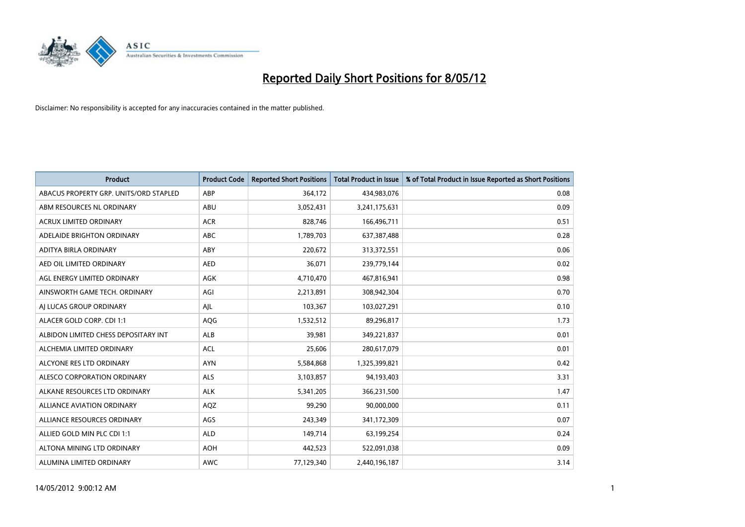# Reported Daily Short Positions for 8/05/12

Disclaimer: No responsibility is accepted for any inaccuracies contained in the matter published.

| Product | Product Code | Reported Short Positions | Total Product in Issue | % of Total Product in Issue Reported as Short Positions |
|---|---|---|---|---|
| ABACUS PROPERTY GRP. UNITS/ORD STAPLED | ABP | 364,172 | 434,983,076 | 0.08 |
| ABM RESOURCES NL ORDINARY | ABU | 3,052,431 | 3,241,175,631 | 0.09 |
| ACRUX LIMITED ORDINARY | ACR | 828,746 | 166,496,711 | 0.51 |
| ADELAIDE BRIGHTON ORDINARY | ABC | 1,789,703 | 637,387,488 | 0.28 |
| ADITYA BIRLA ORDINARY | ABY | 220,672 | 313,372,551 | 0.06 |
| AED OIL LIMITED ORDINARY | AED | 36,071 | 239,779,144 | 0.02 |
| AGL ENERGY LIMITED ORDINARY | AGK | 4,710,470 | 467,816,941 | 0.98 |
| AINSWORTH GAME TECH. ORDINARY | AGI | 2,213,891 | 308,942,304 | 0.70 |
| AJ LUCAS GROUP ORDINARY | AJL | 103,367 | 103,027,291 | 0.10 |
| ALACER GOLD CORP. CDI 1:1 | AQG | 1,532,512 | 89,296,817 | 1.73 |
| ALBIDON LIMITED CHESS DEPOSITARY INT | ALB | 39,981 | 349,221,837 | 0.01 |
| ALCHEMIA LIMITED ORDINARY | ACL | 25,606 | 280,617,079 | 0.01 |
| ALCYONE RES LTD ORDINARY | AYN | 5,584,868 | 1,325,399,821 | 0.42 |
| ALESCO CORPORATION ORDINARY | ALS | 3,103,857 | 94,193,403 | 3.31 |
| ALKANE RESOURCES LTD ORDINARY | ALK | 5,341,205 | 366,231,500 | 1.47 |
| ALLIANCE AVIATION ORDINARY | AQZ | 99,290 | 90,000,000 | 0.11 |
| ALLIANCE RESOURCES ORDINARY | AGS | 243,349 | 341,172,309 | 0.07 |
| ALLIED GOLD MIN PLC CDI 1:1 | ALD | 149,714 | 63,199,254 | 0.24 |
| ALTONA MINING LTD ORDINARY | AOH | 442,523 | 522,091,038 | 0.09 |
| ALUMINA LIMITED ORDINARY | AWC | 77,129,340 | 2,440,196,187 | 3.14 |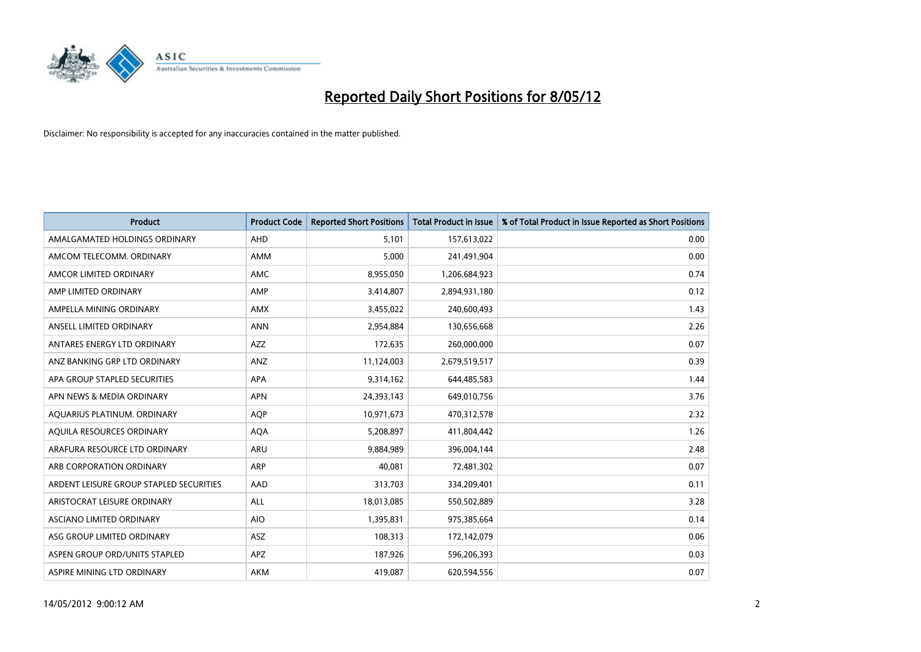# Reported Daily Short Positions for 8/05/12

Disclaimer: No responsibility is accepted for any inaccuracies contained in the matter published.

| Product | Product Code | Reported Short Positions | Total Product in Issue | % of Total Product in Issue Reported as Short Positions |
|---|---|---|---|---|
| AMALGAMATED HOLDINGS ORDINARY | AHD | 5,101 | 157,613,022 | 0.00 |
| AMCOM TELECOMM. ORDINARY | AMM | 5,000 | 241,491,904 | 0.00 |
| AMCOR LIMITED ORDINARY | AMC | 8,955,050 | 1,206,684,923 | 0.74 |
| AMP LIMITED ORDINARY | AMP | 3,414,807 | 2,894,931,180 | 0.12 |
| AMPELLA MINING ORDINARY | AMX | 3,455,022 | 240,600,493 | 1.43 |
| ANSELL LIMITED ORDINARY | ANN | 2,954,884 | 130,656,668 | 2.26 |
| ANTARES ENERGY LTD ORDINARY | AZZ | 172,635 | 260,000,000 | 0.07 |
| ANZ BANKING GRP LTD ORDINARY | ANZ | 11,124,003 | 2,679,519,517 | 0.39 |
| APA GROUP STAPLED SECURITIES | APA | 9,314,162 | 644,485,583 | 1.44 |
| APN NEWS & MEDIA ORDINARY | APN | 24,393,143 | 649,010,756 | 3.76 |
| AQUARIUS PLATINUM. ORDINARY | AQP | 10,971,673 | 470,312,578 | 2.32 |
| AQUILA RESOURCES ORDINARY | AQA | 5,208,897 | 411,804,442 | 1.26 |
| ARAFURA RESOURCE LTD ORDINARY | ARU | 9,884,989 | 396,004,144 | 2.48 |
| ARB CORPORATION ORDINARY | ARP | 40,081 | 72,481,302 | 0.07 |
| ARDENT LEISURE GROUP STAPLED SECURITIES | AAD | 313,703 | 334,209,401 | 0.11 |
| ARISTOCRAT LEISURE ORDINARY | ALL | 18,013,085 | 550,502,889 | 3.28 |
| ASCIANO LIMITED ORDINARY | AIO | 1,395,831 | 975,385,664 | 0.14 |
| ASG GROUP LIMITED ORDINARY | ASZ | 108,313 | 172,142,079 | 0.06 |
| ASPEN GROUP ORD/UNITS STAPLED | APZ | 187,926 | 596,206,393 | 0.03 |
| ASPIRE MINING LTD ORDINARY | AKM | 419,087 | 620,594,556 | 0.07 |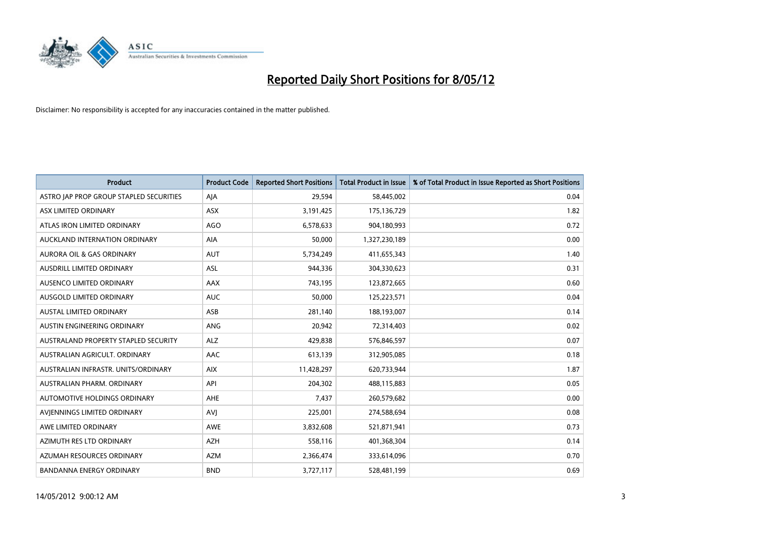# Reported Daily Short Positions for 8/05/12

Disclaimer: No responsibility is accepted for any inaccuracies contained in the matter published.

| Product | Product Code | Reported Short Positions | Total Product in Issue | % of Total Product in Issue Reported as Short Positions |
|---|---|---|---|---|
| ASTRO JAP PROP GROUP STAPLED SECURITIES | AJA | 29,594 | 58,445,002 | 0.04 |
| ASX LIMITED ORDINARY | ASX | 3,191,425 | 175,136,729 | 1.82 |
| ATLAS IRON LIMITED ORDINARY | AGO | 6,578,633 | 904,180,993 | 0.72 |
| AUCKLAND INTERNATION ORDINARY | AIA | 50,000 | 1,327,230,189 | 0.00 |
| AURORA OIL & GAS ORDINARY | AUT | 5,734,249 | 411,655,343 | 1.40 |
| AUSDRILL LIMITED ORDINARY | ASL | 944,336 | 304,330,623 | 0.31 |
| AUSENCO LIMITED ORDINARY | AAX | 743,195 | 123,872,665 | 0.60 |
| AUSGOLD LIMITED ORDINARY | AUC | 50,000 | 125,223,571 | 0.04 |
| AUSTAL LIMITED ORDINARY | ASB | 281,140 | 188,193,007 | 0.14 |
| AUSTIN ENGINEERING ORDINARY | ANG | 20,942 | 72,314,403 | 0.02 |
| AUSTRALAND PROPERTY STAPLED SECURITY | ALZ | 429,838 | 576,846,597 | 0.07 |
| AUSTRALIAN AGRICULT. ORDINARY | AAC | 613,139 | 312,905,085 | 0.18 |
| AUSTRALIAN INFRASTR. UNITS/ORDINARY | AIX | 11,428,297 | 620,733,944 | 1.87 |
| AUSTRALIAN PHARM. ORDINARY | API | 204,302 | 488,115,883 | 0.05 |
| AUTOMOTIVE HOLDINGS ORDINARY | AHE | 7,437 | 260,579,682 | 0.00 |
| AVJENNINGS LIMITED ORDINARY | AVJ | 225,001 | 274,588,694 | 0.08 |
| AWE LIMITED ORDINARY | AWE | 3,832,608 | 521,871,941 | 0.73 |
| AZIMUTH RES LTD ORDINARY | AZH | 558,116 | 401,368,304 | 0.14 |
| AZUMAH RESOURCES ORDINARY | AZM | 2,366,474 | 333,614,096 | 0.70 |
| BANDANNA ENERGY ORDINARY | BND | 3,727,117 | 528,481,199 | 0.69 |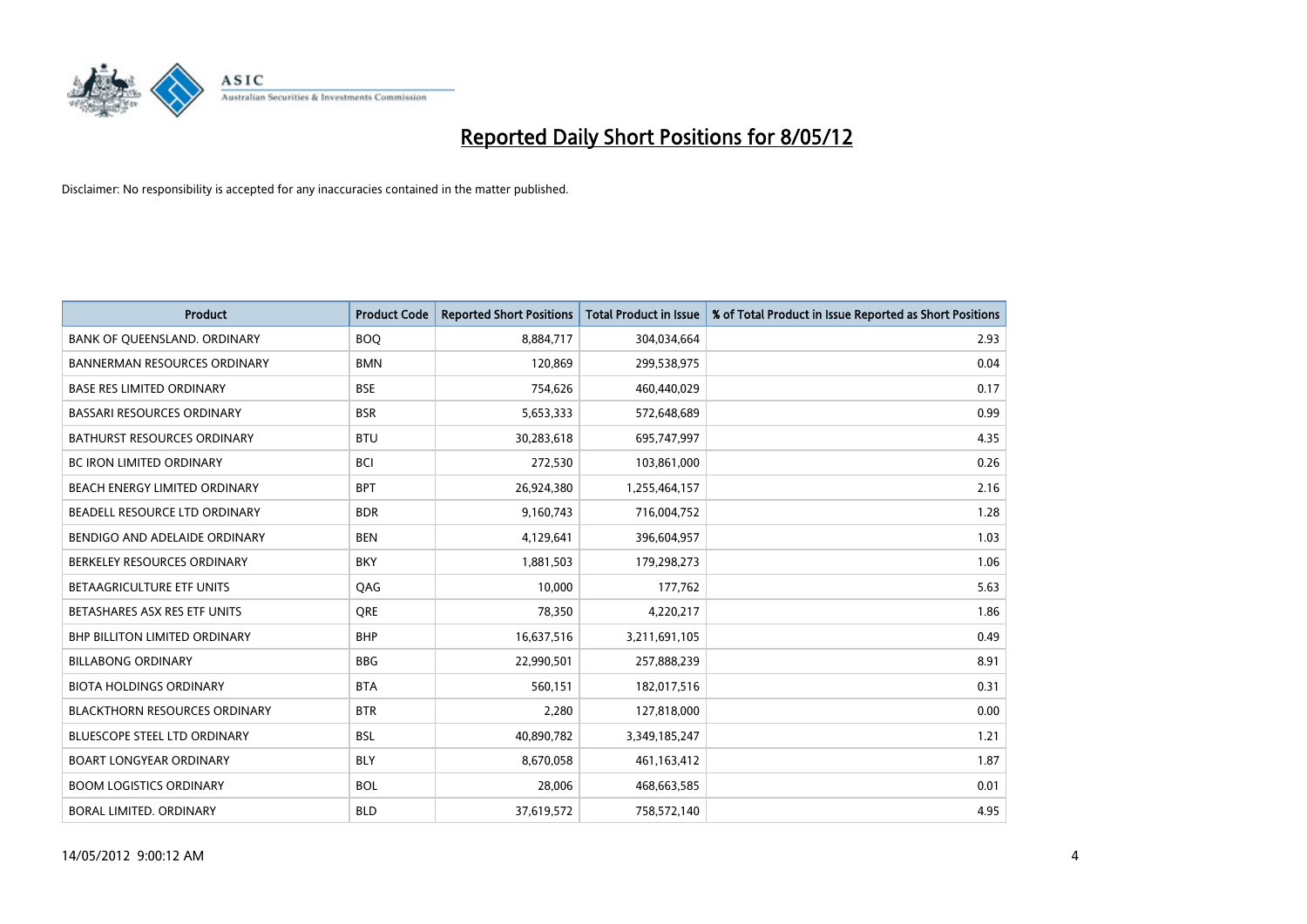# Reported Daily Short Positions for 8/05/12

Disclaimer: No responsibility is accepted for any inaccuracies contained in the matter published.

| Product | Product Code | Reported Short Positions | Total Product in Issue | % of Total Product in Issue Reported as Short Positions |
|---|---|---|---|---|
| BANK OF QUEENSLAND. ORDINARY | BOQ | 8,884,717 | 304,034,664 | 2.93 |
| BANNERMAN RESOURCES ORDINARY | BMN | 120,869 | 299,538,975 | 0.04 |
| BASE RES LIMITED ORDINARY | BSE | 754,626 | 460,440,029 | 0.17 |
| BASSARI RESOURCES ORDINARY | BSR | 5,653,333 | 572,648,689 | 0.99 |
| BATHURST RESOURCES ORDINARY | BTU | 30,283,618 | 695,747,997 | 4.35 |
| BC IRON LIMITED ORDINARY | BCI | 272,530 | 103,861,000 | 0.26 |
| BEACH ENERGY LIMITED ORDINARY | BPT | 26,924,380 | 1,255,464,157 | 2.16 |
| BEADELL RESOURCE LTD ORDINARY | BDR | 9,160,743 | 716,004,752 | 1.28 |
| BENDIGO AND ADELAIDE ORDINARY | BEN | 4,129,641 | 396,604,957 | 1.03 |
| BERKELEY RESOURCES ORDINARY | BKY | 1,881,503 | 179,298,273 | 1.06 |
| BETAAGRICULTURE ETF UNITS | QAG | 10,000 | 177,762 | 5.63 |
| BETASHARES ASX RES ETF UNITS | QRE | 78,350 | 4,220,217 | 1.86 |
| BHP BILLITON LIMITED ORDINARY | BHP | 16,637,516 | 3,211,691,105 | 0.49 |
| BILLABONG ORDINARY | BBG | 22,990,501 | 257,888,239 | 8.91 |
| BIOTA HOLDINGS ORDINARY | BTA | 560,151 | 182,017,516 | 0.31 |
| BLACKTHORN RESOURCES ORDINARY | BTR | 2,280 | 127,818,000 | 0.00 |
| BLUESCOPE STEEL LTD ORDINARY | BSL | 40,890,782 | 3,349,185,247 | 1.21 |
| BOART LONGYEAR ORDINARY | BLY | 8,670,058 | 461,163,412 | 1.87 |
| BOOM LOGISTICS ORDINARY | BOL | 28,006 | 468,663,585 | 0.01 |
| BORAL LIMITED. ORDINARY | BLD | 37,619,572 | 758,572,140 | 4.95 |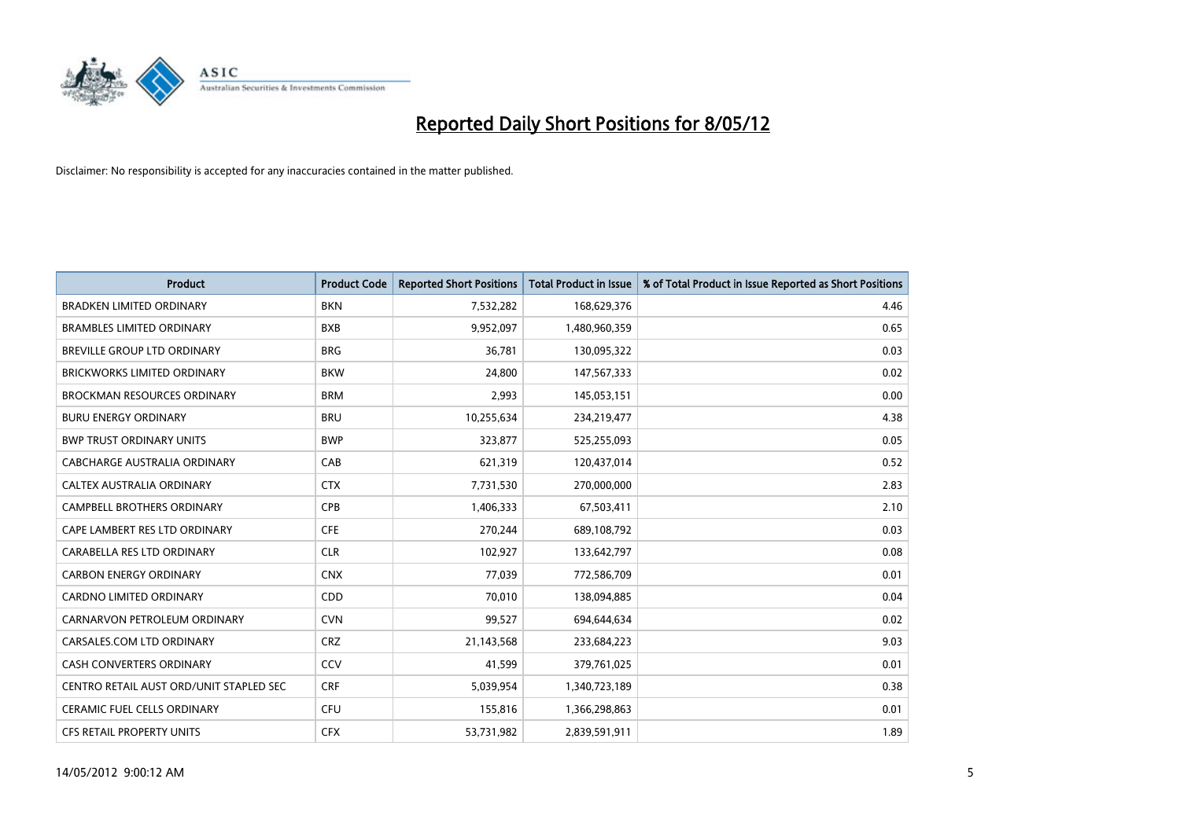# Reported Daily Short Positions for 8/05/12

Disclaimer: No responsibility is accepted for any inaccuracies contained in the matter published.

| Product | Product Code | Reported Short Positions | Total Product in Issue | % of Total Product in Issue Reported as Short Positions |
|---|---|---|---|---|
| BRADKEN LIMITED ORDINARY | BKN | 7,532,282 | 168,629,376 | 4.46 |
| BRAMBLES LIMITED ORDINARY | BXB | 9,952,097 | 1,480,960,359 | 0.65 |
| BREVILLE GROUP LTD ORDINARY | BRG | 36,781 | 130,095,322 | 0.03 |
| BRICKWORKS LIMITED ORDINARY | BKW | 24,800 | 147,567,333 | 0.02 |
| BROCKMAN RESOURCES ORDINARY | BRM | 2,993 | 145,053,151 | 0.00 |
| BURU ENERGY ORDINARY | BRU | 10,255,634 | 234,219,477 | 4.38 |
| BWP TRUST ORDINARY UNITS | BWP | 323,877 | 525,255,093 | 0.05 |
| CABCHARGE AUSTRALIA ORDINARY | CAB | 621,319 | 120,437,014 | 0.52 |
| CALTEX AUSTRALIA ORDINARY | CTX | 7,731,530 | 270,000,000 | 2.83 |
| CAMPBELL BROTHERS ORDINARY | CPB | 1,406,333 | 67,503,411 | 2.10 |
| CAPE LAMBERT RES LTD ORDINARY | CFE | 270,244 | 689,108,792 | 0.03 |
| CARABELLA RES LTD ORDINARY | CLR | 102,927 | 133,642,797 | 0.08 |
| CARBON ENERGY ORDINARY | CNX | 77,039 | 772,586,709 | 0.01 |
| CARDNO LIMITED ORDINARY | CDD | 70,010 | 138,094,885 | 0.04 |
| CARNARVON PETROLEUM ORDINARY | CVN | 99,527 | 694,644,634 | 0.02 |
| CARSALES.COM LTD ORDINARY | CRZ | 21,143,568 | 233,684,223 | 9.03 |
| CASH CONVERTERS ORDINARY | CCV | 41,599 | 379,761,025 | 0.01 |
| CENTRO RETAIL AUST ORD/UNIT STAPLED SEC | CRF | 5,039,954 | 1,340,723,189 | 0.38 |
| CERAMIC FUEL CELLS ORDINARY | CFU | 155,816 | 1,366,298,863 | 0.01 |
| CFS RETAIL PROPERTY UNITS | CFX | 53,731,982 | 2,839,591,911 | 1.89 |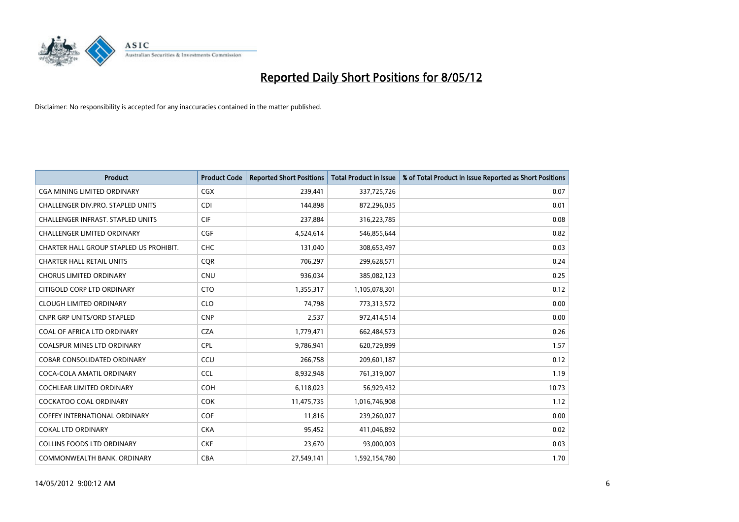# Reported Daily Short Positions for 8/05/12

Disclaimer: No responsibility is accepted for any inaccuracies contained in the matter published.

| Product | Product Code | Reported Short Positions | Total Product in Issue | % of Total Product in Issue Reported as Short Positions |
|---|---|---|---|---|
| CGA MINING LIMITED ORDINARY | CGX | 239,441 | 337,725,726 | 0.07 |
| CHALLENGER DIV.PRO. STAPLED UNITS | CDI | 144,898 | 872,296,035 | 0.01 |
| CHALLENGER INFRAST. STAPLED UNITS | CIF | 237,884 | 316,223,785 | 0.08 |
| CHALLENGER LIMITED ORDINARY | CGF | 4,524,614 | 546,855,644 | 0.82 |
| CHARTER HALL GROUP STAPLED US PROHIBIT. | CHC | 131,040 | 308,653,497 | 0.03 |
| CHARTER HALL RETAIL UNITS | CQR | 706,297 | 299,628,571 | 0.24 |
| CHORUS LIMITED ORDINARY | CNU | 936,034 | 385,082,123 | 0.25 |
| CITIGOLD CORP LTD ORDINARY | CTO | 1,355,317 | 1,105,078,301 | 0.12 |
| CLOUGH LIMITED ORDINARY | CLO | 74,798 | 773,313,572 | 0.00 |
| CNPR GRP UNITS/ORD STAPLED | CNP | 2,537 | 972,414,514 | 0.00 |
| COAL OF AFRICA LTD ORDINARY | CZA | 1,779,471 | 662,484,573 | 0.26 |
| COALSPUR MINES LTD ORDINARY | CPL | 9,786,941 | 620,729,899 | 1.57 |
| COBAR CONSOLIDATED ORDINARY | CCU | 266,758 | 209,601,187 | 0.12 |
| COCA-COLA AMATIL ORDINARY | CCL | 8,932,948 | 761,319,007 | 1.19 |
| COCHLEAR LIMITED ORDINARY | COH | 6,118,023 | 56,929,432 | 10.73 |
| COCKATOO COAL ORDINARY | COK | 11,475,735 | 1,016,746,908 | 1.12 |
| COFFEY INTERNATIONAL ORDINARY | COF | 11,816 | 239,260,027 | 0.00 |
| COKAL LTD ORDINARY | CKA | 95,452 | 411,046,892 | 0.02 |
| COLLINS FOODS LTD ORDINARY | CKF | 23,670 | 93,000,003 | 0.03 |
| COMMONWEALTH BANK. ORDINARY | CBA | 27,549,141 | 1,592,154,780 | 1.70 |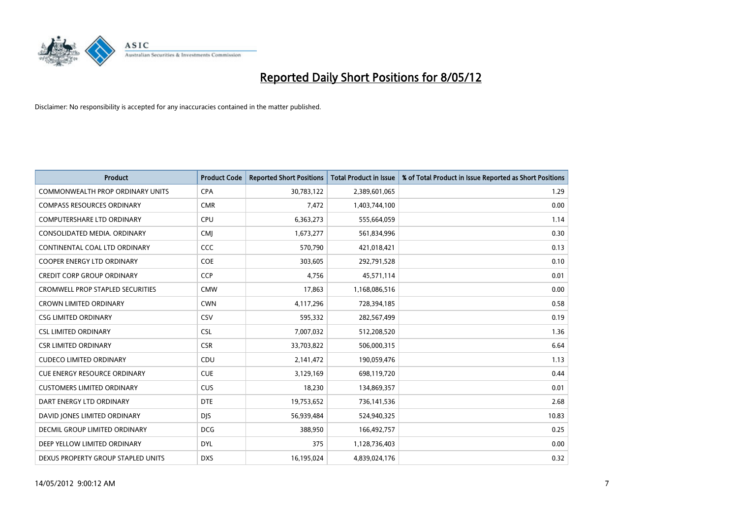# Reported Daily Short Positions for 8/05/12

Disclaimer: No responsibility is accepted for any inaccuracies contained in the matter published.

| Product | Product Code | Reported Short Positions | Total Product in Issue | % of Total Product in Issue Reported as Short Positions |
|---|---|---|---|---|
| COMMONWEALTH PROP ORDINARY UNITS | CPA | 30,783,122 | 2,389,601,065 | 1.29 |
| COMPASS RESOURCES ORDINARY | CMR | 7,472 | 1,403,744,100 | 0.00 |
| COMPUTERSHARE LTD ORDINARY | CPU | 6,363,273 | 555,664,059 | 1.14 |
| CONSOLIDATED MEDIA. ORDINARY | CMJ | 1,673,277 | 561,834,996 | 0.30 |
| CONTINENTAL COAL LTD ORDINARY | CCC | 570,790 | 421,018,421 | 0.13 |
| COOPER ENERGY LTD ORDINARY | COE | 303,605 | 292,791,528 | 0.10 |
| CREDIT CORP GROUP ORDINARY | CCP | 4,756 | 45,571,114 | 0.01 |
| CROMWELL PROP STAPLED SECURITIES | CMW | 17,863 | 1,168,086,516 | 0.00 |
| CROWN LIMITED ORDINARY | CWN | 4,117,296 | 728,394,185 | 0.58 |
| CSG LIMITED ORDINARY | CSV | 595,332 | 282,567,499 | 0.19 |
| CSL LIMITED ORDINARY | CSL | 7,007,032 | 512,208,520 | 1.36 |
| CSR LIMITED ORDINARY | CSR | 33,703,822 | 506,000,315 | 6.64 |
| CUDECO LIMITED ORDINARY | CDU | 2,141,472 | 190,059,476 | 1.13 |
| CUE ENERGY RESOURCE ORDINARY | CUE | 3,129,169 | 698,119,720 | 0.44 |
| CUSTOMERS LIMITED ORDINARY | CUS | 18,230 | 134,869,357 | 0.01 |
| DART ENERGY LTD ORDINARY | DTE | 19,753,652 | 736,141,536 | 2.68 |
| DAVID JONES LIMITED ORDINARY | DJS | 56,939,484 | 524,940,325 | 10.83 |
| DECMIL GROUP LIMITED ORDINARY | DCG | 388,950 | 166,492,757 | 0.25 |
| DEEP YELLOW LIMITED ORDINARY | DYL | 375 | 1,128,736,403 | 0.00 |
| DEXUS PROPERTY GROUP STAPLED UNITS | DXS | 16,195,024 | 4,839,024,176 | 0.32 |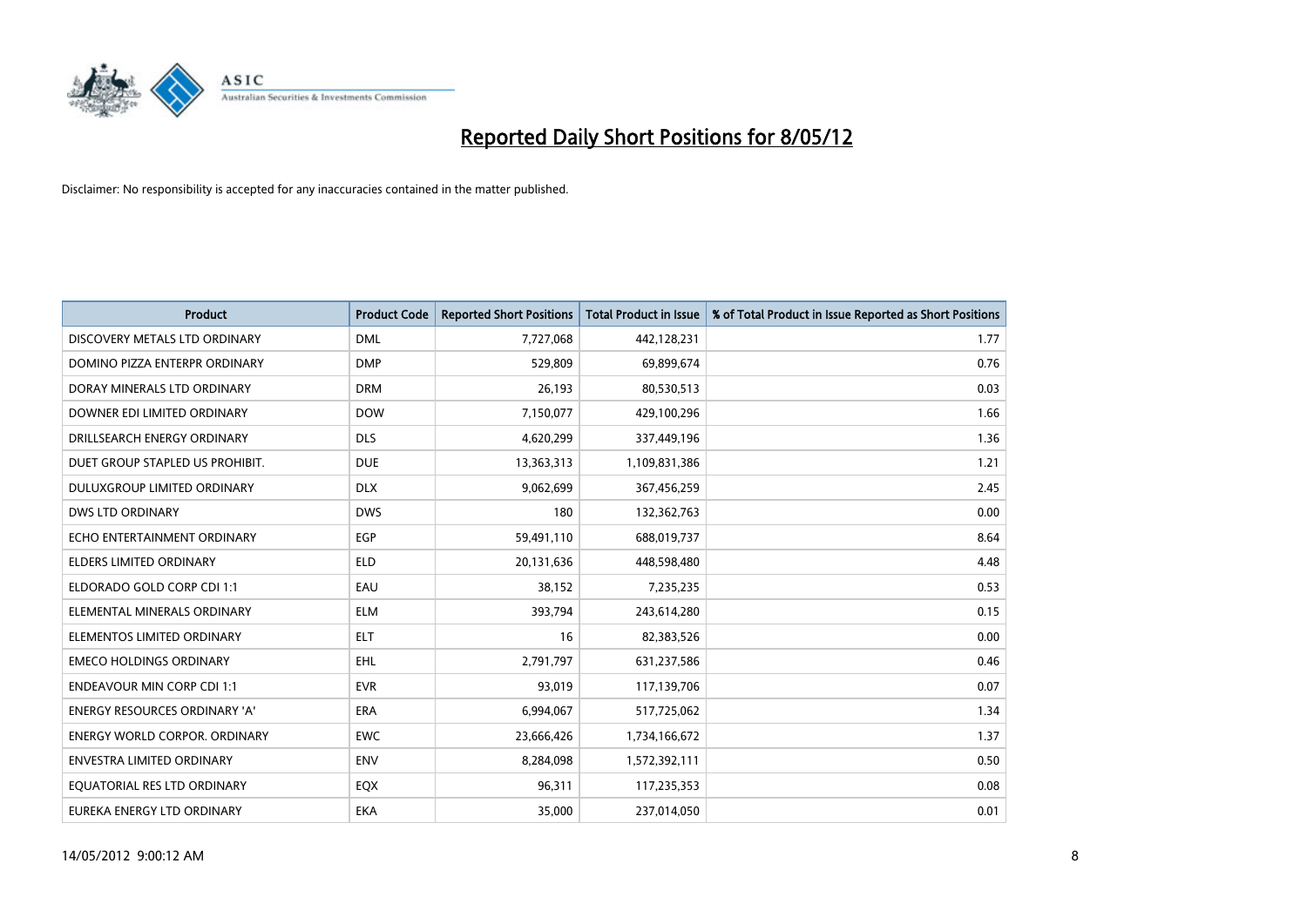# Reported Daily Short Positions for 8/05/12

Disclaimer: No responsibility is accepted for any inaccuracies contained in the matter published.

| Product | Product Code | Reported Short Positions | Total Product in Issue | % of Total Product in Issue Reported as Short Positions |
|---|---|---|---|---|
| DISCOVERY METALS LTD ORDINARY | DML | 7,727,068 | 442,128,231 | 1.77 |
| DOMINO PIZZA ENTERPR ORDINARY | DMP | 529,809 | 69,899,674 | 0.76 |
| DORAY MINERALS LTD ORDINARY | DRM | 26,193 | 80,530,513 | 0.03 |
| DOWNER EDI LIMITED ORDINARY | DOW | 7,150,077 | 429,100,296 | 1.66 |
| DRILLSEARCH ENERGY ORDINARY | DLS | 4,620,299 | 337,449,196 | 1.36 |
| DUET GROUP STAPLED US PROHIBIT. | DUE | 13,363,313 | 1,109,831,386 | 1.21 |
| DULUXGROUP LIMITED ORDINARY | DLX | 9,062,699 | 367,456,259 | 2.45 |
| DWS LTD ORDINARY | DWS | 180 | 132,362,763 | 0.00 |
| ECHO ENTERTAINMENT ORDINARY | EGP | 59,491,110 | 688,019,737 | 8.64 |
| ELDERS LIMITED ORDINARY | ELD | 20,131,636 | 448,598,480 | 4.48 |
| ELDORADO GOLD CORP CDI 1:1 | EAU | 38,152 | 7,235,235 | 0.53 |
| ELEMENTAL MINERALS ORDINARY | ELM | 393,794 | 243,614,280 | 0.15 |
| ELEMENTOS LIMITED ORDINARY | ELT | 16 | 82,383,526 | 0.00 |
| EMECO HOLDINGS ORDINARY | EHL | 2,791,797 | 631,237,586 | 0.46 |
| ENDEAVOUR MIN CORP CDI 1:1 | EVR | 93,019 | 117,139,706 | 0.07 |
| ENERGY RESOURCES ORDINARY 'A' | ERA | 6,994,067 | 517,725,062 | 1.34 |
| ENERGY WORLD CORPOR. ORDINARY | EWC | 23,666,426 | 1,734,166,672 | 1.37 |
| ENVESTRA LIMITED ORDINARY | ENV | 8,284,098 | 1,572,392,111 | 0.50 |
| EQUATORIAL RES LTD ORDINARY | EQX | 96,311 | 117,235,353 | 0.08 |
| EUREKA ENERGY LTD ORDINARY | EKA | 35,000 | 237,014,050 | 0.01 |

14/05/2012 9:00:12 AM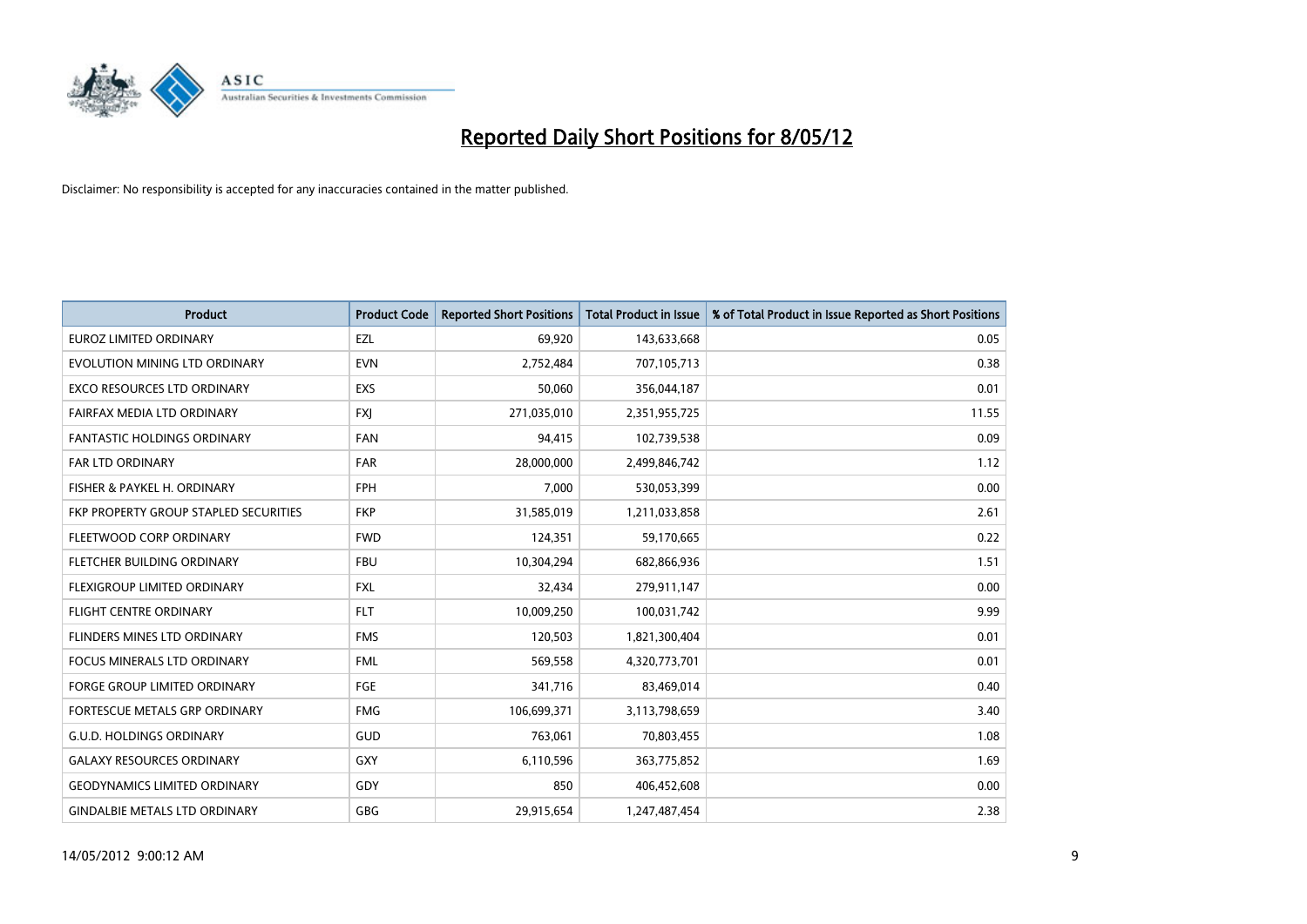# Reported Daily Short Positions for 8/05/12

Disclaimer: No responsibility is accepted for any inaccuracies contained in the matter published.

| Product | Product Code | Reported Short Positions | Total Product in Issue | % of Total Product in Issue Reported as Short Positions |
|---|---|---|---|---|
| EUROZ LIMITED ORDINARY | EZL | 69,920 | 143,633,668 | 0.05 |
| EVOLUTION MINING LTD ORDINARY | EVN | 2,752,484 | 707,105,713 | 0.38 |
| EXCO RESOURCES LTD ORDINARY | EXS | 50,060 | 356,044,187 | 0.01 |
| FAIRFAX MEDIA LTD ORDINARY | FXJ | 271,035,010 | 2,351,955,725 | 11.55 |
| FANTASTIC HOLDINGS ORDINARY | FAN | 94,415 | 102,739,538 | 0.09 |
| FAR LTD ORDINARY | FAR | 28,000,000 | 2,499,846,742 | 1.12 |
| FISHER & PAYKEL H. ORDINARY | FPH | 7,000 | 530,053,399 | 0.00 |
| FKP PROPERTY GROUP STAPLED SECURITIES | FKP | 31,585,019 | 1,211,033,858 | 2.61 |
| FLEETWOOD CORP ORDINARY | FWD | 124,351 | 59,170,665 | 0.22 |
| FLETCHER BUILDING ORDINARY | FBU | 10,304,294 | 682,866,936 | 1.51 |
| FLEXIGROUP LIMITED ORDINARY | FXL | 32,434 | 279,911,147 | 0.00 |
| FLIGHT CENTRE ORDINARY | FLT | 10,009,250 | 100,031,742 | 9.99 |
| FLINDERS MINES LTD ORDINARY | FMS | 120,503 | 1,821,300,404 | 0.01 |
| FOCUS MINERALS LTD ORDINARY | FML | 569,558 | 4,320,773,701 | 0.01 |
| FORGE GROUP LIMITED ORDINARY | FGE | 341,716 | 83,469,014 | 0.40 |
| FORTESCUE METALS GRP ORDINARY | FMG | 106,699,371 | 3,113,798,659 | 3.40 |
| G.U.D. HOLDINGS ORDINARY | GUD | 763,061 | 70,803,455 | 1.08 |
| GALAXY RESOURCES ORDINARY | GXY | 6,110,596 | 363,775,852 | 1.69 |
| GEODYNAMICS LIMITED ORDINARY | GDY | 850 | 406,452,608 | 0.00 |
| GINDALBIE METALS LTD ORDINARY | GBG | 29,915,654 | 1,247,487,454 | 2.38 |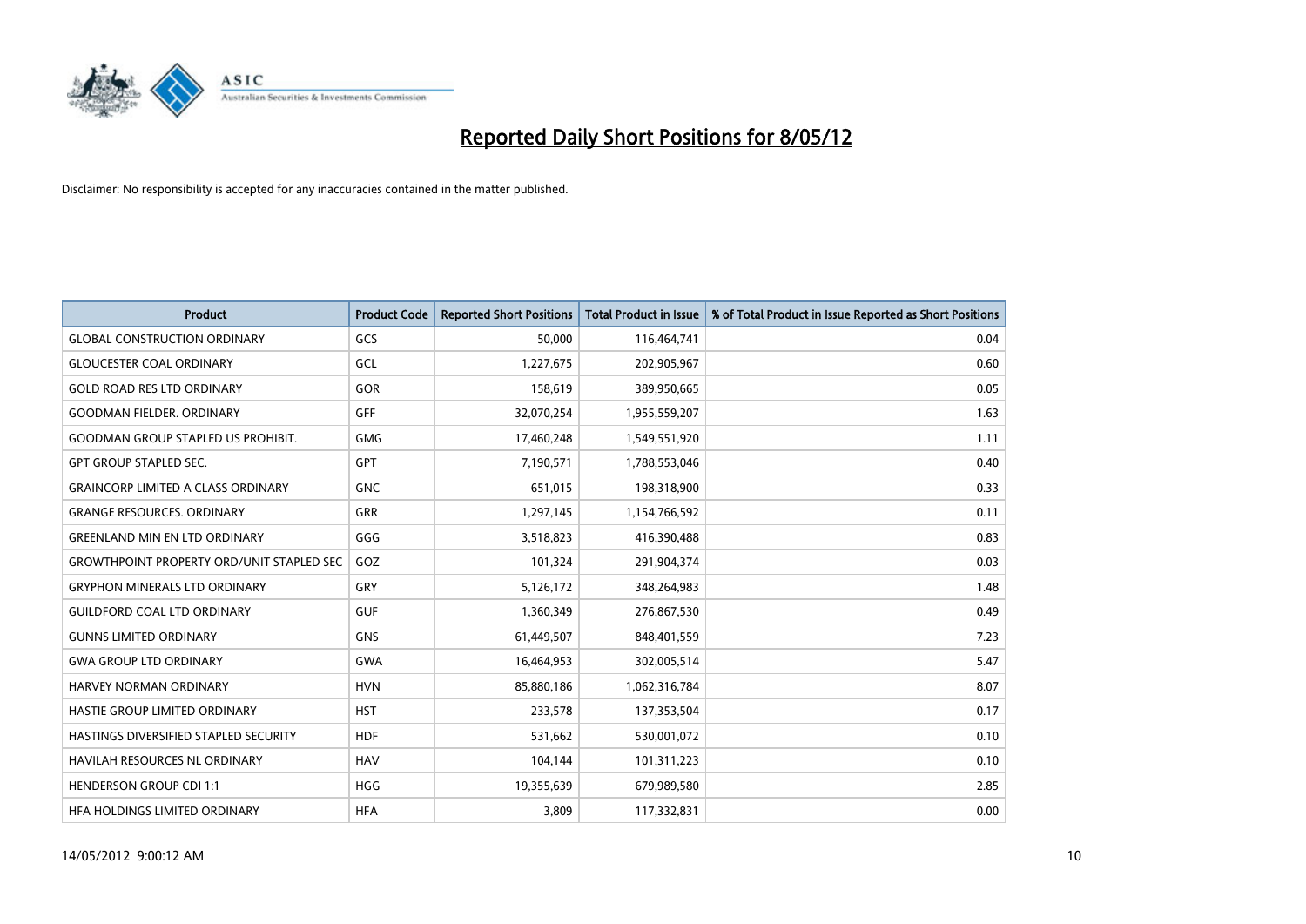# Reported Daily Short Positions for 8/05/12

Disclaimer: No responsibility is accepted for any inaccuracies contained in the matter published.

| Product | Product Code | Reported Short Positions | Total Product in Issue | % of Total Product in Issue Reported as Short Positions |
|---|---|---|---|---|
| GLOBAL CONSTRUCTION ORDINARY | GCS | 50,000 | 116,464,741 | 0.04 |
| GLOUCESTER COAL ORDINARY | GCL | 1,227,675 | 202,905,967 | 0.60 |
| GOLD ROAD RES LTD ORDINARY | GOR | 158,619 | 389,950,665 | 0.05 |
| GOODMAN FIELDER. ORDINARY | GFF | 32,070,254 | 1,955,559,207 | 1.63 |
| GOODMAN GROUP STAPLED US PROHIBIT. | GMG | 17,460,248 | 1,549,551,920 | 1.11 |
| GPT GROUP STAPLED SEC. | GPT | 7,190,571 | 1,788,553,046 | 0.40 |
| GRAINCORP LIMITED A CLASS ORDINARY | GNC | 651,015 | 198,318,900 | 0.33 |
| GRANGE RESOURCES. ORDINARY | GRR | 1,297,145 | 1,154,766,592 | 0.11 |
| GREENLAND MIN EN LTD ORDINARY | GGG | 3,518,823 | 416,390,488 | 0.83 |
| GROWTHPOINT PROPERTY ORD/UNIT STAPLED SEC | GOZ | 101,324 | 291,904,374 | 0.03 |
| GRYPHON MINERALS LTD ORDINARY | GRY | 5,126,172 | 348,264,983 | 1.48 |
| GUILDFORD COAL LTD ORDINARY | GUF | 1,360,349 | 276,867,530 | 0.49 |
| GUNNS LIMITED ORDINARY | GNS | 61,449,507 | 848,401,559 | 7.23 |
| GWA GROUP LTD ORDINARY | GWA | 16,464,953 | 302,005,514 | 5.47 |
| HARVEY NORMAN ORDINARY | HVN | 85,880,186 | 1,062,316,784 | 8.07 |
| HASTIE GROUP LIMITED ORDINARY | HST | 233,578 | 137,353,504 | 0.17 |
| HASTINGS DIVERSIFIED STAPLED SECURITY | HDF | 531,662 | 530,001,072 | 0.10 |
| HAVILAH RESOURCES NL ORDINARY | HAV | 104,144 | 101,311,223 | 0.10 |
| HENDERSON GROUP CDI 1:1 | HGG | 19,355,639 | 679,989,580 | 2.85 |
| HFA HOLDINGS LIMITED ORDINARY | HFA | 3,809 | 117,332,831 | 0.00 |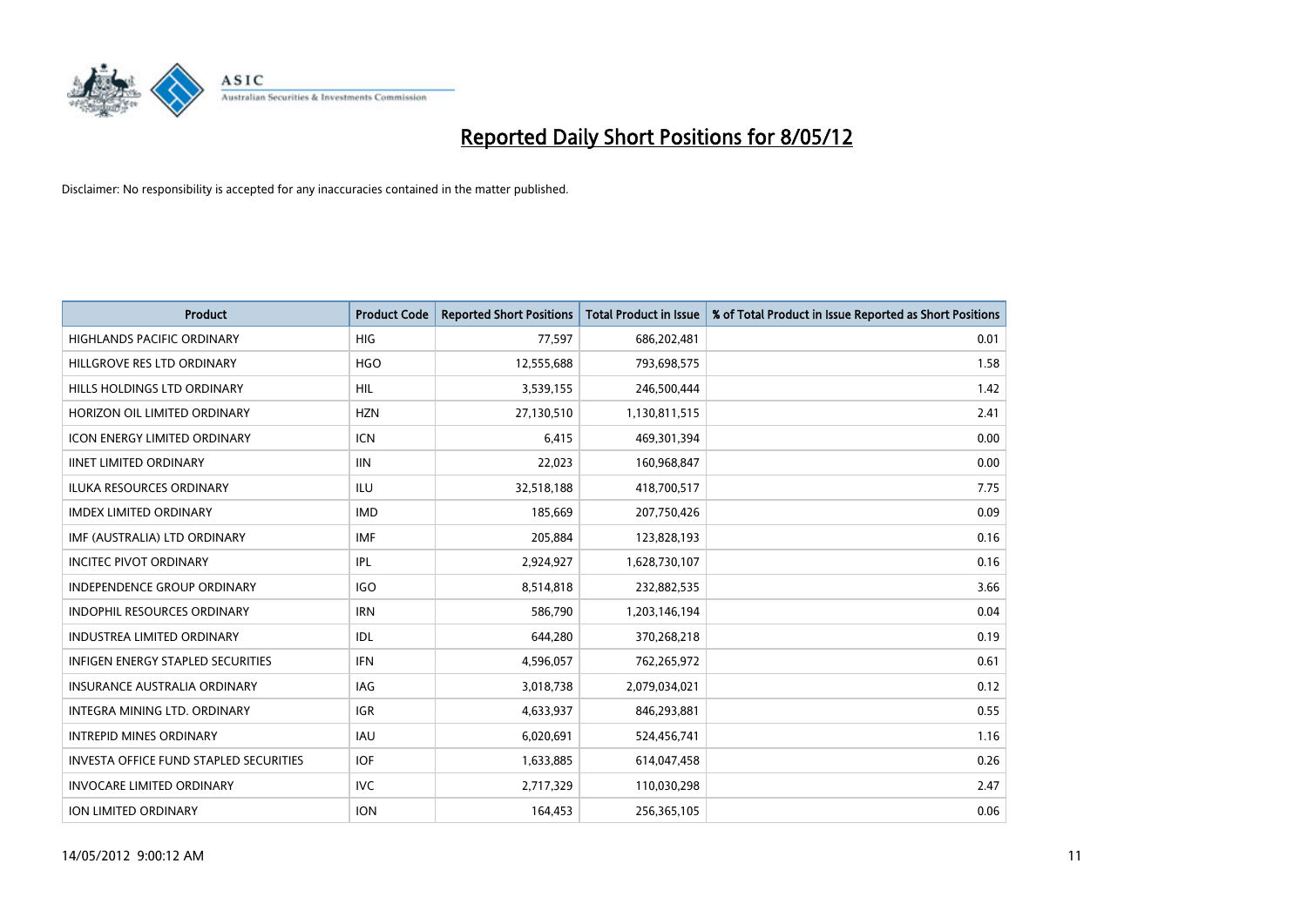# Reported Daily Short Positions for 8/05/12

Disclaimer: No responsibility is accepted for any inaccuracies contained in the matter published.

| Product | Product Code | Reported Short Positions | Total Product in Issue | % of Total Product in Issue Reported as Short Positions |
|---|---|---|---|---|
| HIGHLANDS PACIFIC ORDINARY | HIG | 77,597 | 686,202,481 | 0.01 |
| HILLGROVE RES LTD ORDINARY | HGO | 12,555,688 | 793,698,575 | 1.58 |
| HILLS HOLDINGS LTD ORDINARY | HIL | 3,539,155 | 246,500,444 | 1.42 |
| HORIZON OIL LIMITED ORDINARY | HZN | 27,130,510 | 1,130,811,515 | 2.41 |
| ICON ENERGY LIMITED ORDINARY | ICN | 6,415 | 469,301,394 | 0.00 |
| IINET LIMITED ORDINARY | IIN | 22,023 | 160,968,847 | 0.00 |
| ILUKA RESOURCES ORDINARY | ILU | 32,518,188 | 418,700,517 | 7.75 |
| IMDEX LIMITED ORDINARY | IMD | 185,669 | 207,750,426 | 0.09 |
| IMF (AUSTRALIA) LTD ORDINARY | IMF | 205,884 | 123,828,193 | 0.16 |
| INCITEC PIVOT ORDINARY | IPL | 2,924,927 | 1,628,730,107 | 0.16 |
| INDEPENDENCE GROUP ORDINARY | IGO | 8,514,818 | 232,882,535 | 3.66 |
| INDOPHIL RESOURCES ORDINARY | IRN | 586,790 | 1,203,146,194 | 0.04 |
| INDUSTREA LIMITED ORDINARY | IDL | 644,280 | 370,268,218 | 0.19 |
| INFIGEN ENERGY STAPLED SECURITIES | IFN | 4,596,057 | 762,265,972 | 0.61 |
| INSURANCE AUSTRALIA ORDINARY | IAG | 3,018,738 | 2,079,034,021 | 0.12 |
| INTEGRA MINING LTD. ORDINARY | IGR | 4,633,937 | 846,293,881 | 0.55 |
| INTREPID MINES ORDINARY | IAU | 6,020,691 | 524,456,741 | 1.16 |
| INVESTA OFFICE FUND STAPLED SECURITIES | IOF | 1,633,885 | 614,047,458 | 0.26 |
| INVOCARE LIMITED ORDINARY | IVC | 2,717,329 | 110,030,298 | 2.47 |
| ION LIMITED ORDINARY | ION | 164,453 | 256,365,105 | 0.06 |

14/05/2012 9:00:12 AM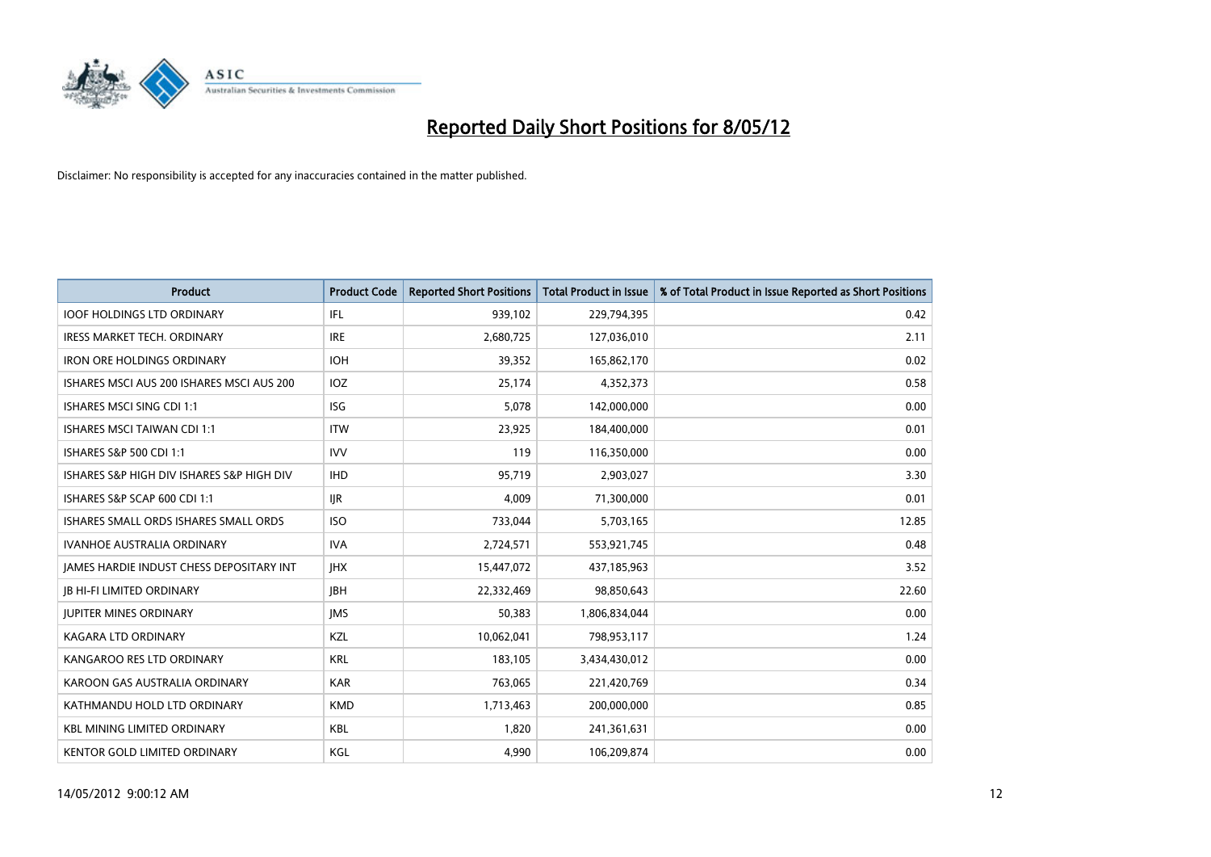# Reported Daily Short Positions for 8/05/12

Disclaimer: No responsibility is accepted for any inaccuracies contained in the matter published.

| Product | Product Code | Reported Short Positions | Total Product in Issue | % of Total Product in Issue Reported as Short Positions |
|---|---|---|---|---|
| IOOF HOLDINGS LTD ORDINARY | IFL | 939,102 | 229,794,395 | 0.42 |
| IRESS MARKET TECH. ORDINARY | IRE | 2,680,725 | 127,036,010 | 2.11 |
| IRON ORE HOLDINGS ORDINARY | IOH | 39,352 | 165,862,170 | 0.02 |
| ISHARES MSCI AUS 200 ISHARES MSCI AUS 200 | IOZ | 25,174 | 4,352,373 | 0.58 |
| ISHARES MSCI SING CDI 1:1 | ISG | 5,078 | 142,000,000 | 0.00 |
| ISHARES MSCI TAIWAN CDI 1:1 | ITW | 23,925 | 184,400,000 | 0.01 |
| ISHARES S&P 500 CDI 1:1 | IVV | 119 | 116,350,000 | 0.00 |
| ISHARES S&P HIGH DIV ISHARES S&P HIGH DIV | IHD | 95,719 | 2,903,027 | 3.30 |
| ISHARES S&P SCAP 600 CDI 1:1 | IJR | 4,009 | 71,300,000 | 0.01 |
| ISHARES SMALL ORDS ISHARES SMALL ORDS | ISO | 733,044 | 5,703,165 | 12.85 |
| IVANHOE AUSTRALIA ORDINARY | IVA | 2,724,571 | 553,921,745 | 0.48 |
| JAMES HARDIE INDUST CHESS DEPOSITARY INT | JHX | 15,447,072 | 437,185,963 | 3.52 |
| JB HI-FI LIMITED ORDINARY | JBH | 22,332,469 | 98,850,643 | 22.60 |
| JUPITER MINES ORDINARY | JMS | 50,383 | 1,806,834,044 | 0.00 |
| KAGARA LTD ORDINARY | KZL | 10,062,041 | 798,953,117 | 1.24 |
| KANGAROO RES LTD ORDINARY | KRL | 183,105 | 3,434,430,012 | 0.00 |
| KAROON GAS AUSTRALIA ORDINARY | KAR | 763,065 | 221,420,769 | 0.34 |
| KATHMANDU HOLD LTD ORDINARY | KMD | 1,713,463 | 200,000,000 | 0.85 |
| KBL MINING LIMITED ORDINARY | KBL | 1,820 | 241,361,631 | 0.00 |
| KENTOR GOLD LIMITED ORDINARY | KGL | 4,990 | 106,209,874 | 0.00 |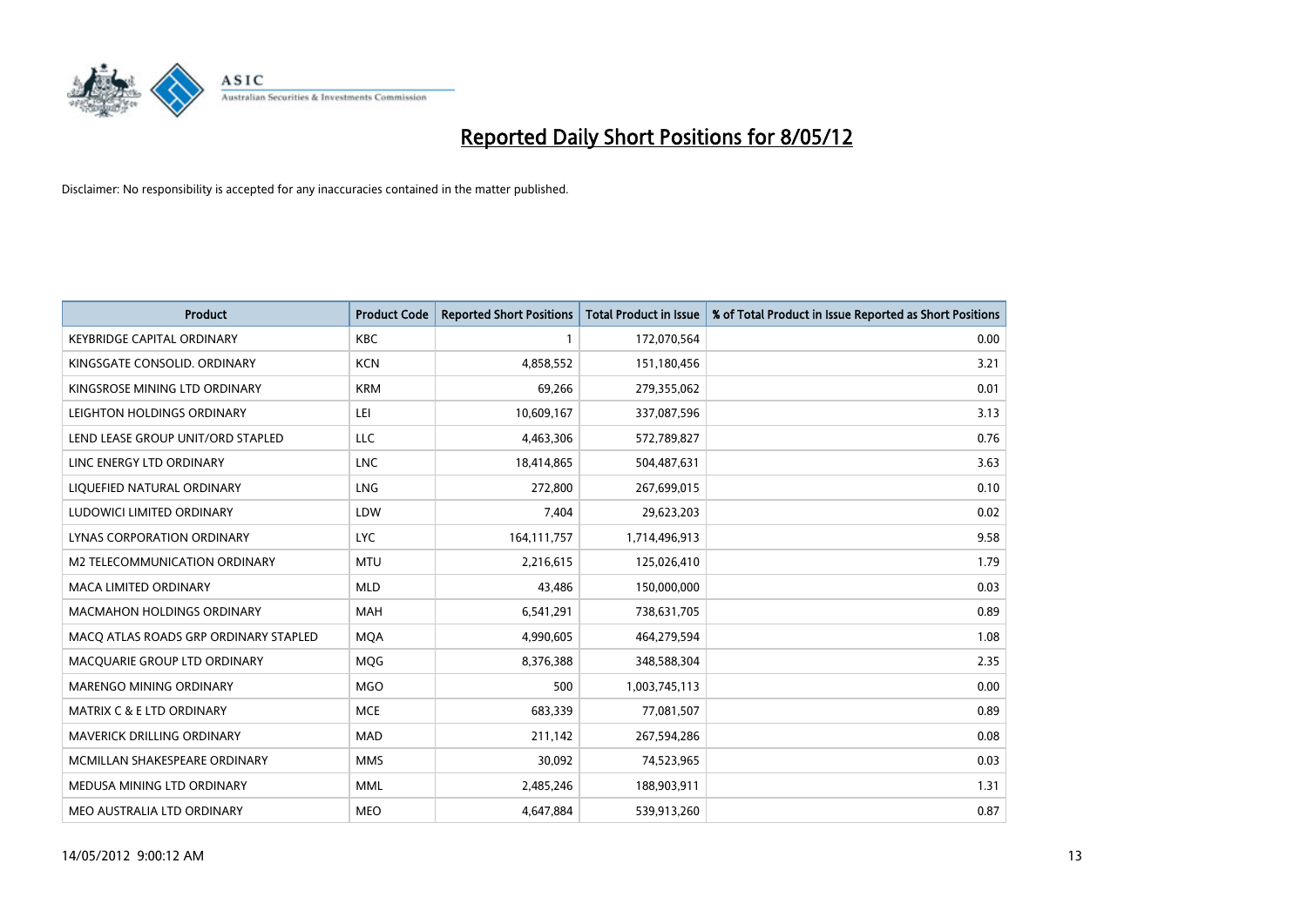# Reported Daily Short Positions for 8/05/12

Disclaimer: No responsibility is accepted for any inaccuracies contained in the matter published.

| Product | Product Code | Reported Short Positions | Total Product in Issue | % of Total Product in Issue Reported as Short Positions |
|---|---|---|---|---|
| KEYBRIDGE CAPITAL ORDINARY | KBC | 1 | 172,070,564 | 0.00 |
| KINGSGATE CONSOLID. ORDINARY | KCN | 4,858,552 | 151,180,456 | 3.21 |
| KINGSROSE MINING LTD ORDINARY | KRM | 69,266 | 279,355,062 | 0.01 |
| LEIGHTON HOLDINGS ORDINARY | LEI | 10,609,167 | 337,087,596 | 3.13 |
| LEND LEASE GROUP UNIT/ORD STAPLED | LLC | 4,463,306 | 572,789,827 | 0.76 |
| LINC ENERGY LTD ORDINARY | LNC | 18,414,865 | 504,487,631 | 3.63 |
| LIQUEFIED NATURAL ORDINARY | LNG | 272,800 | 267,699,015 | 0.10 |
| LUDOWICI LIMITED ORDINARY | LDW | 7,404 | 29,623,203 | 0.02 |
| LYNAS CORPORATION ORDINARY | LYC | 164,111,757 | 1,714,496,913 | 9.58 |
| M2 TELECOMMUNICATION ORDINARY | MTU | 2,216,615 | 125,026,410 | 1.79 |
| MACA LIMITED ORDINARY | MLD | 43,486 | 150,000,000 | 0.03 |
| MACMAHON HOLDINGS ORDINARY | MAH | 6,541,291 | 738,631,705 | 0.89 |
| MACQ ATLAS ROADS GRP ORDINARY STAPLED | MQA | 4,990,605 | 464,279,594 | 1.08 |
| MACQUARIE GROUP LTD ORDINARY | MQG | 8,376,388 | 348,588,304 | 2.35 |
| MARENGO MINING ORDINARY | MGO | 500 | 1,003,745,113 | 0.00 |
| MATRIX C & E LTD ORDINARY | MCE | 683,339 | 77,081,507 | 0.89 |
| MAVERICK DRILLING ORDINARY | MAD | 211,142 | 267,594,286 | 0.08 |
| MCMILLAN SHAKESPEARE ORDINARY | MMS | 30,092 | 74,523,965 | 0.03 |
| MEDUSA MINING LTD ORDINARY | MML | 2,485,246 | 188,903,911 | 1.31 |
| MEO AUSTRALIA LTD ORDINARY | MEO | 4,647,884 | 539,913,260 | 0.87 |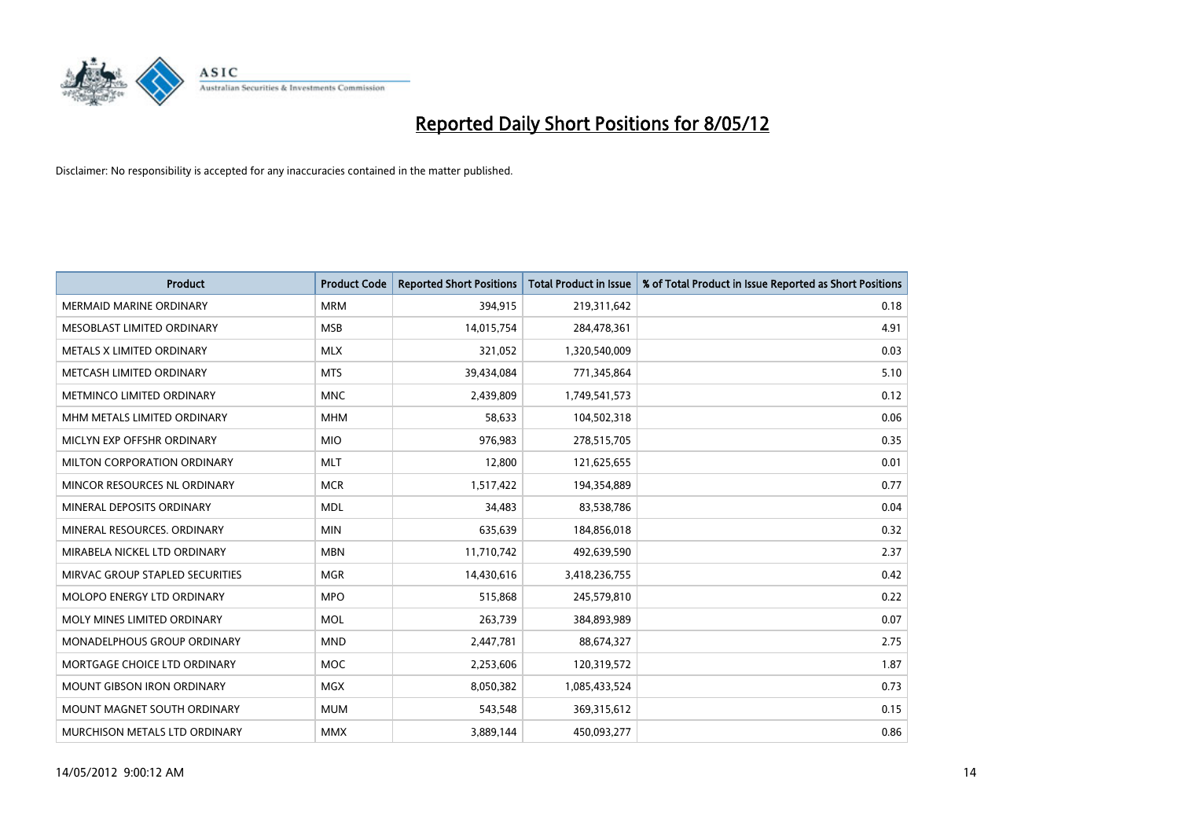# Reported Daily Short Positions for 8/05/12

Disclaimer: No responsibility is accepted for any inaccuracies contained in the matter published.

| Product | Product Code | Reported Short Positions | Total Product in Issue | % of Total Product in Issue Reported as Short Positions |
|---|---|---|---|---|
| MERMAID MARINE ORDINARY | MRM | 394,915 | 219,311,642 | 0.18 |
| MESOBLAST LIMITED ORDINARY | MSB | 14,015,754 | 284,478,361 | 4.91 |
| METALS X LIMITED ORDINARY | MLX | 321,052 | 1,320,540,009 | 0.03 |
| METCASH LIMITED ORDINARY | MTS | 39,434,084 | 771,345,864 | 5.10 |
| METMINCO LIMITED ORDINARY | MNC | 2,439,809 | 1,749,541,573 | 0.12 |
| MHM METALS LIMITED ORDINARY | MHM | 58,633 | 104,502,318 | 0.06 |
| MICLYN EXP OFFSHR ORDINARY | MIO | 976,983 | 278,515,705 | 0.35 |
| MILTON CORPORATION ORDINARY | MLT | 12,800 | 121,625,655 | 0.01 |
| MINCOR RESOURCES NL ORDINARY | MCR | 1,517,422 | 194,354,889 | 0.77 |
| MINERAL DEPOSITS ORDINARY | MDL | 34,483 | 83,538,786 | 0.04 |
| MINERAL RESOURCES. ORDINARY | MIN | 635,639 | 184,856,018 | 0.32 |
| MIRABELA NICKEL LTD ORDINARY | MBN | 11,710,742 | 492,639,590 | 2.37 |
| MIRVAC GROUP STAPLED SECURITIES | MGR | 14,430,616 | 3,418,236,755 | 0.42 |
| MOLOPO ENERGY LTD ORDINARY | MPO | 515,868 | 245,579,810 | 0.22 |
| MOLY MINES LIMITED ORDINARY | MOL | 263,739 | 384,893,989 | 0.07 |
| MONADELPHOUS GROUP ORDINARY | MND | 2,447,781 | 88,674,327 | 2.75 |
| MORTGAGE CHOICE LTD ORDINARY | MOC | 2,253,606 | 120,319,572 | 1.87 |
| MOUNT GIBSON IRON ORDINARY | MGX | 8,050,382 | 1,085,433,524 | 0.73 |
| MOUNT MAGNET SOUTH ORDINARY | MUM | 543,548 | 369,315,612 | 0.15 |
| MURCHISON METALS LTD ORDINARY | MMX | 3,889,144 | 450,093,277 | 0.86 |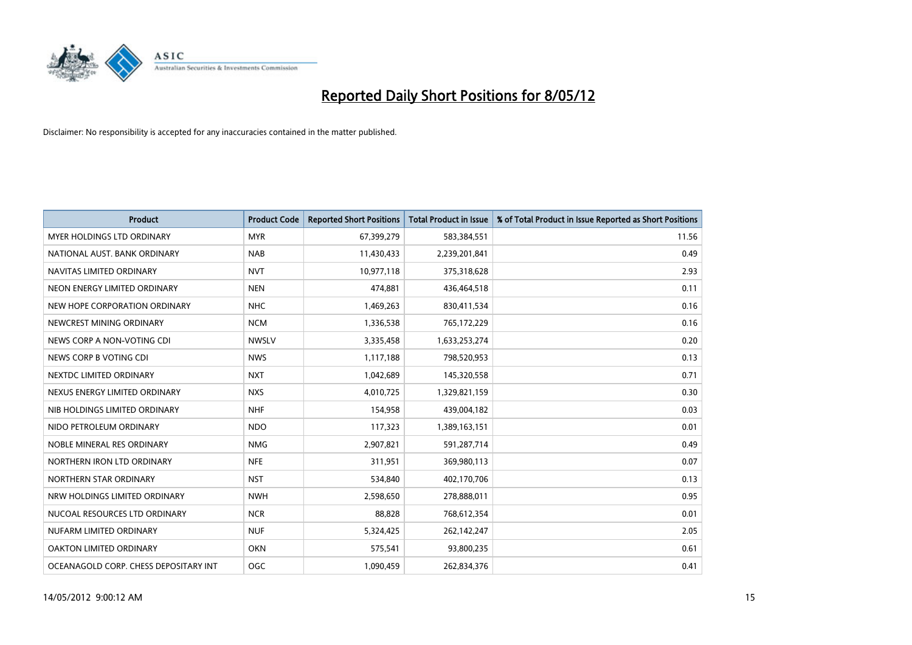# Reported Daily Short Positions for 8/05/12

Disclaimer: No responsibility is accepted for any inaccuracies contained in the matter published.

| Product | Product Code | Reported Short Positions | Total Product in Issue | % of Total Product in Issue Reported as Short Positions |
|---|---|---|---|---|
| MYER HOLDINGS LTD ORDINARY | MYR | 67,399,279 | 583,384,551 | 11.56 |
| NATIONAL AUST. BANK ORDINARY | NAB | 11,430,433 | 2,239,201,841 | 0.49 |
| NAVITAS LIMITED ORDINARY | NVT | 10,977,118 | 375,318,628 | 2.93 |
| NEON ENERGY LIMITED ORDINARY | NEN | 474,881 | 436,464,518 | 0.11 |
| NEW HOPE CORPORATION ORDINARY | NHC | 1,469,263 | 830,411,534 | 0.16 |
| NEWCREST MINING ORDINARY | NCM | 1,336,538 | 765,172,229 | 0.16 |
| NEWS CORP A NON-VOTING CDI | NWSLV | 3,335,458 | 1,633,253,274 | 0.20 |
| NEWS CORP B VOTING CDI | NWS | 1,117,188 | 798,520,953 | 0.13 |
| NEXTDC LIMITED ORDINARY | NXT | 1,042,689 | 145,320,558 | 0.71 |
| NEXUS ENERGY LIMITED ORDINARY | NXS | 4,010,725 | 1,329,821,159 | 0.30 |
| NIB HOLDINGS LIMITED ORDINARY | NHF | 154,958 | 439,004,182 | 0.03 |
| NIDO PETROLEUM ORDINARY | NDO | 117,323 | 1,389,163,151 | 0.01 |
| NOBLE MINERAL RES ORDINARY | NMG | 2,907,821 | 591,287,714 | 0.49 |
| NORTHERN IRON LTD ORDINARY | NFE | 311,951 | 369,980,113 | 0.07 |
| NORTHERN STAR ORDINARY | NST | 534,840 | 402,170,706 | 0.13 |
| NRW HOLDINGS LIMITED ORDINARY | NWH | 2,598,650 | 278,888,011 | 0.95 |
| NUCOAL RESOURCES LTD ORDINARY | NCR | 88,828 | 768,612,354 | 0.01 |
| NUFARM LIMITED ORDINARY | NUF | 5,324,425 | 262,142,247 | 2.05 |
| OAKTON LIMITED ORDINARY | OKN | 575,541 | 93,800,235 | 0.61 |
| OCEANAGOLD CORP. CHESS DEPOSITARY INT | OGC | 1,090,459 | 262,834,376 | 0.41 |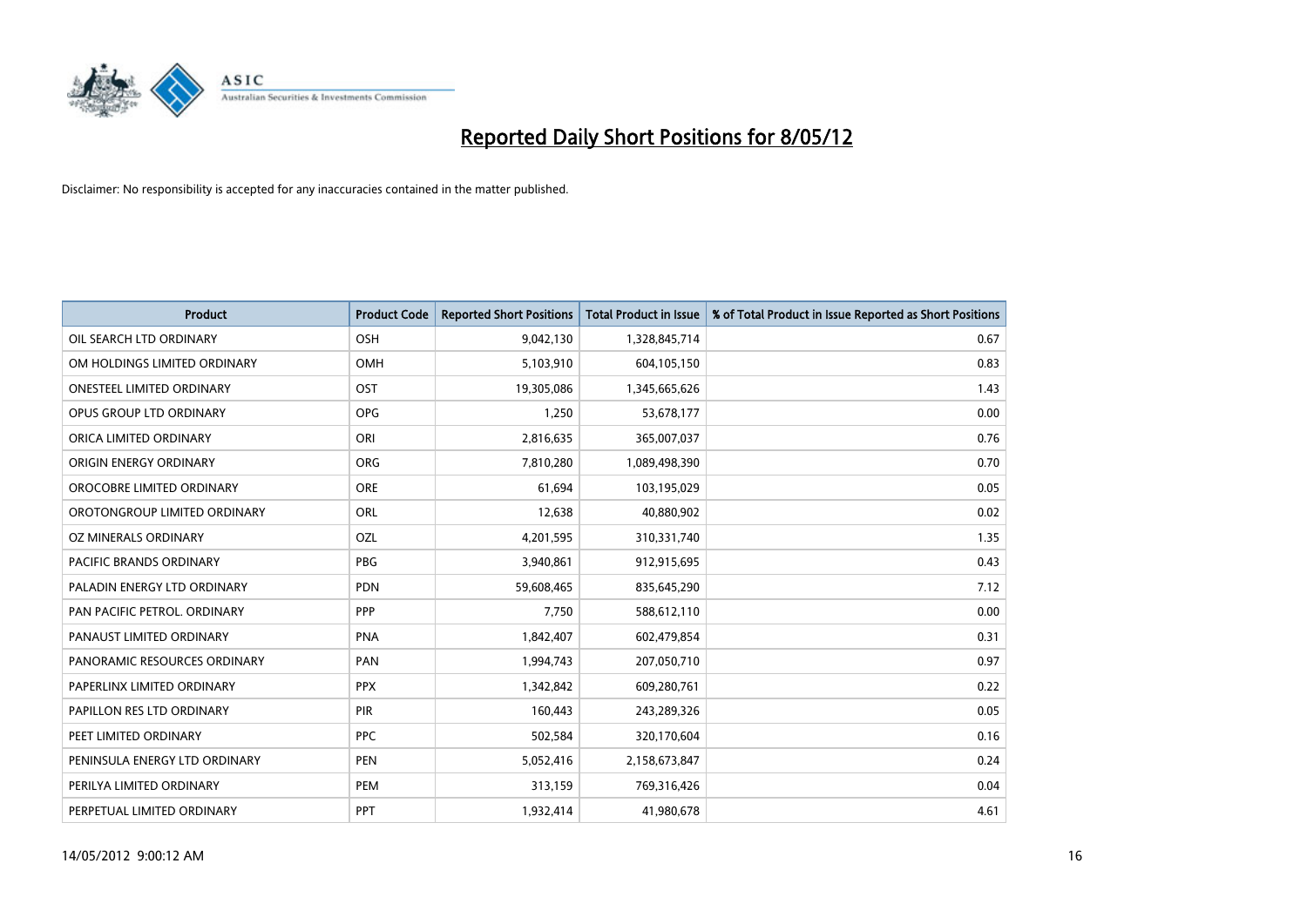# Reported Daily Short Positions for 8/05/12

Disclaimer: No responsibility is accepted for any inaccuracies contained in the matter published.

| Product | Product Code | Reported Short Positions | Total Product in Issue | % of Total Product in Issue Reported as Short Positions |
|---|---|---|---|---|
| OIL SEARCH LTD ORDINARY | OSH | 9,042,130 | 1,328,845,714 | 0.67 |
| OM HOLDINGS LIMITED ORDINARY | OMH | 5,103,910 | 604,105,150 | 0.83 |
| ONESTEEL LIMITED ORDINARY | OST | 19,305,086 | 1,345,665,626 | 1.43 |
| OPUS GROUP LTD ORDINARY | OPG | 1,250 | 53,678,177 | 0.00 |
| ORICA LIMITED ORDINARY | ORI | 2,816,635 | 365,007,037 | 0.76 |
| ORIGIN ENERGY ORDINARY | ORG | 7,810,280 | 1,089,498,390 | 0.70 |
| OROCOBRE LIMITED ORDINARY | ORE | 61,694 | 103,195,029 | 0.05 |
| OROTONGROUP LIMITED ORDINARY | ORL | 12,638 | 40,880,902 | 0.02 |
| OZ MINERALS ORDINARY | OZL | 4,201,595 | 310,331,740 | 1.35 |
| PACIFIC BRANDS ORDINARY | PBG | 3,940,861 | 912,915,695 | 0.43 |
| PALADIN ENERGY LTD ORDINARY | PDN | 59,608,465 | 835,645,290 | 7.12 |
| PAN PACIFIC PETROL. ORDINARY | PPP | 7,750 | 588,612,110 | 0.00 |
| PANAUST LIMITED ORDINARY | PNA | 1,842,407 | 602,479,854 | 0.31 |
| PANORAMIC RESOURCES ORDINARY | PAN | 1,994,743 | 207,050,710 | 0.97 |
| PAPERLINX LIMITED ORDINARY | PPX | 1,342,842 | 609,280,761 | 0.22 |
| PAPILLON RES LTD ORDINARY | PIR | 160,443 | 243,289,326 | 0.05 |
| PEET LIMITED ORDINARY | PPC | 502,584 | 320,170,604 | 0.16 |
| PENINSULA ENERGY LTD ORDINARY | PEN | 5,052,416 | 2,158,673,847 | 0.24 |
| PERILYA LIMITED ORDINARY | PEM | 313,159 | 769,316,426 | 0.04 |
| PERPETUAL LIMITED ORDINARY | PPT | 1,932,414 | 41,980,678 | 4.61 |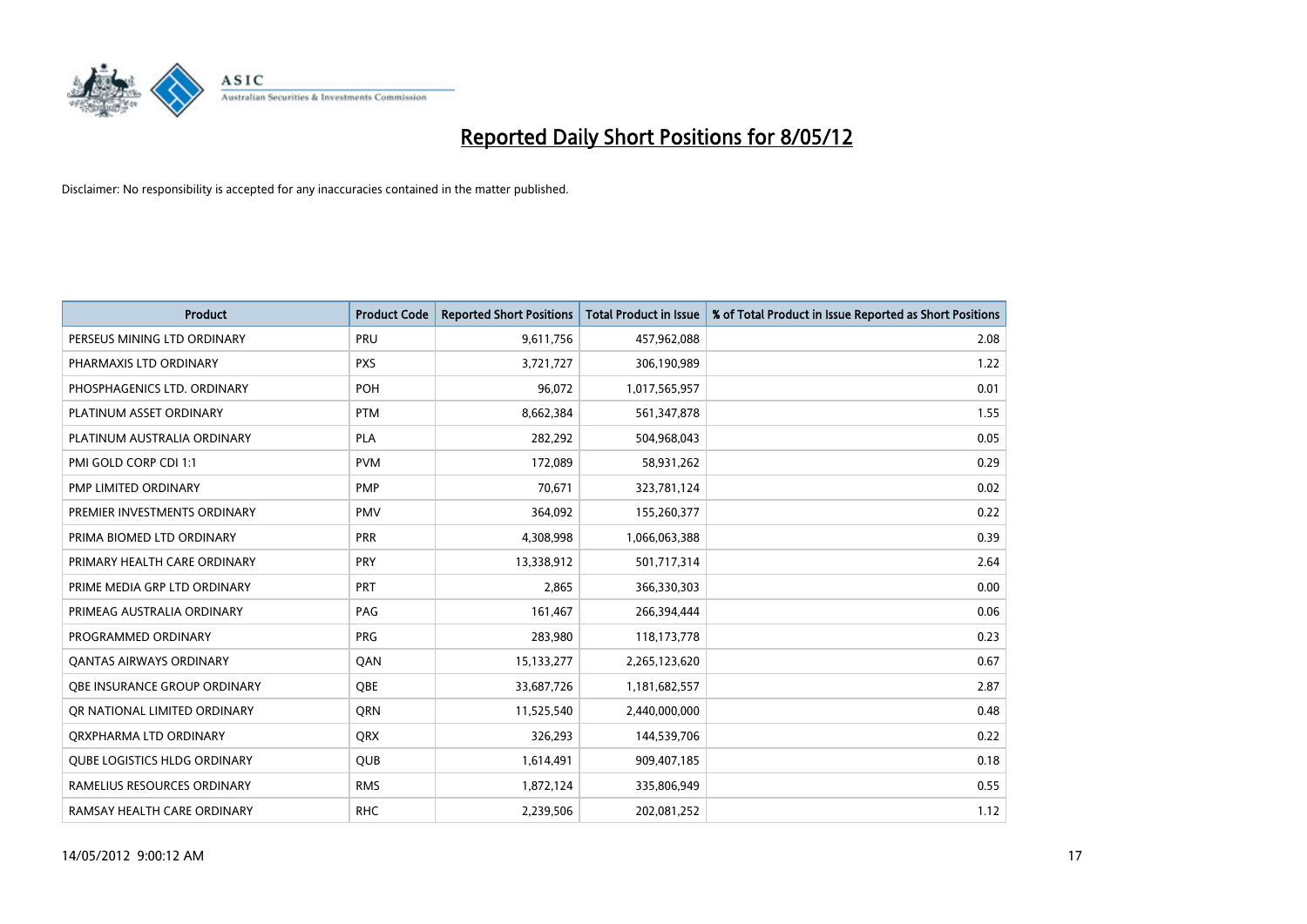# Reported Daily Short Positions for 8/05/12

Disclaimer: No responsibility is accepted for any inaccuracies contained in the matter published.

| Product | Product Code | Reported Short Positions | Total Product in Issue | % of Total Product in Issue Reported as Short Positions |
| --- | --- | --- | --- | --- |
| PERSEUS MINING LTD ORDINARY | PRU | 9,611,756 | 457,962,088 | 2.08 |
| PHARMAXIS LTD ORDINARY | PXS | 3,721,727 | 306,190,989 | 1.22 |
| PHOSPHAGENICS LTD. ORDINARY | POH | 96,072 | 1,017,565,957 | 0.01 |
| PLATINUM ASSET ORDINARY | PTM | 8,662,384 | 561,347,878 | 1.55 |
| PLATINUM AUSTRALIA ORDINARY | PLA | 282,292 | 504,968,043 | 0.05 |
| PMI GOLD CORP CDI 1:1 | PVM | 172,089 | 58,931,262 | 0.29 |
| PMP LIMITED ORDINARY | PMP | 70,671 | 323,781,124 | 0.02 |
| PREMIER INVESTMENTS ORDINARY | PMV | 364,092 | 155,260,377 | 0.22 |
| PRIMA BIOMED LTD ORDINARY | PRR | 4,308,998 | 1,066,063,388 | 0.39 |
| PRIMARY HEALTH CARE ORDINARY | PRY | 13,338,912 | 501,717,314 | 2.64 |
| PRIME MEDIA GRP LTD ORDINARY | PRT | 2,865 | 366,330,303 | 0.00 |
| PRIMEAG AUSTRALIA ORDINARY | PAG | 161,467 | 266,394,444 | 0.06 |
| PROGRAMMED ORDINARY | PRG | 283,980 | 118,173,778 | 0.23 |
| QANTAS AIRWAYS ORDINARY | QAN | 15,133,277 | 2,265,123,620 | 0.67 |
| QBE INSURANCE GROUP ORDINARY | QBE | 33,687,726 | 1,181,682,557 | 2.87 |
| QR NATIONAL LIMITED ORDINARY | QRN | 11,525,540 | 2,440,000,000 | 0.48 |
| QRXPHARMA LTD ORDINARY | QRX | 326,293 | 144,539,706 | 0.22 |
| QUBE LOGISTICS HLDG ORDINARY | QUB | 1,614,491 | 909,407,185 | 0.18 |
| RAMELIUS RESOURCES ORDINARY | RMS | 1,872,124 | 335,806,949 | 0.55 |
| RAMSAY HEALTH CARE ORDINARY | RHC | 2,239,506 | 202,081,252 | 1.12 |

14/05/2012 9:00:12 AM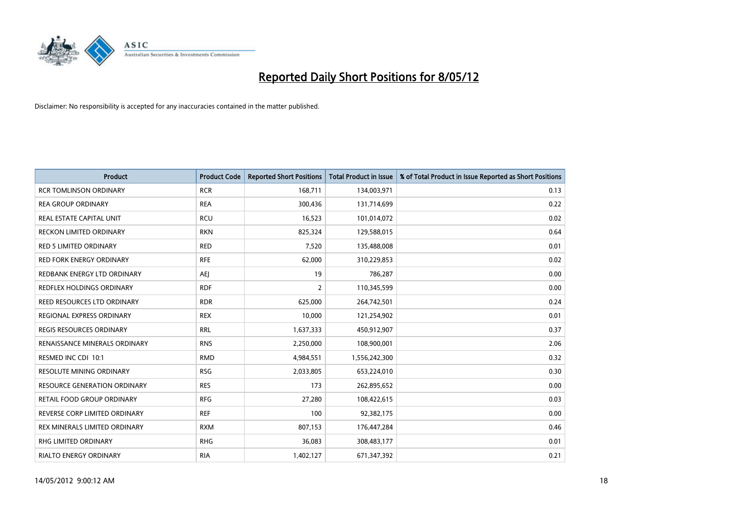# Reported Daily Short Positions for 8/05/12

Disclaimer: No responsibility is accepted for any inaccuracies contained in the matter published.

| Product | Product Code | Reported Short Positions | Total Product in Issue | % of Total Product in Issue Reported as Short Positions |
|---|---|---|---|---|
| RCR TOMLINSON ORDINARY | RCR | 168,711 | 134,003,971 | 0.13 |
| REA GROUP ORDINARY | REA | 300,436 | 131,714,699 | 0.22 |
| REAL ESTATE CAPITAL UNIT | RCU | 16,523 | 101,014,072 | 0.02 |
| RECKON LIMITED ORDINARY | RKN | 825,324 | 129,588,015 | 0.64 |
| RED 5 LIMITED ORDINARY | RED | 7,520 | 135,488,008 | 0.01 |
| RED FORK ENERGY ORDINARY | RFE | 62,000 | 310,229,853 | 0.02 |
| REDBANK ENERGY LTD ORDINARY | AEJ | 19 | 786,287 | 0.00 |
| REDFLEX HOLDINGS ORDINARY | RDF | 2 | 110,345,599 | 0.00 |
| REED RESOURCES LTD ORDINARY | RDR | 625,000 | 264,742,501 | 0.24 |
| REGIONAL EXPRESS ORDINARY | REX | 10,000 | 121,254,902 | 0.01 |
| REGIS RESOURCES ORDINARY | RRL | 1,637,333 | 450,912,907 | 0.37 |
| RENAISSANCE MINERALS ORDINARY | RNS | 2,250,000 | 108,900,001 | 2.06 |
| RESMED INC CDI 10:1 | RMD | 4,984,551 | 1,556,242,300 | 0.32 |
| RESOLUTE MINING ORDINARY | RSG | 2,033,805 | 653,224,010 | 0.30 |
| RESOURCE GENERATION ORDINARY | RES | 173 | 262,895,652 | 0.00 |
| RETAIL FOOD GROUP ORDINARY | RFG | 27,280 | 108,422,615 | 0.03 |
| REVERSE CORP LIMITED ORDINARY | REF | 100 | 92,382,175 | 0.00 |
| REX MINERALS LIMITED ORDINARY | RXM | 807,153 | 176,447,284 | 0.46 |
| RHG LIMITED ORDINARY | RHG | 36,083 | 308,483,177 | 0.01 |
| RIALTO ENERGY ORDINARY | RIA | 1,402,127 | 671,347,392 | 0.21 |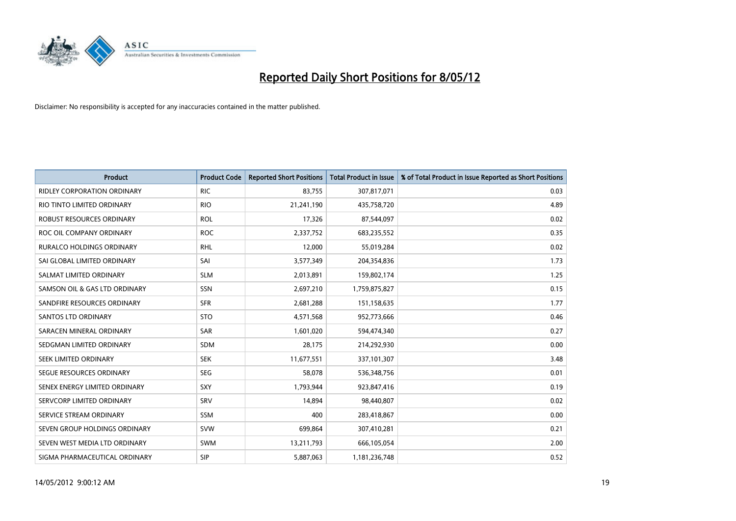# Reported Daily Short Positions for 8/05/12

Disclaimer: No responsibility is accepted for any inaccuracies contained in the matter published.

| Product | Product Code | Reported Short Positions | Total Product in Issue | % of Total Product in Issue Reported as Short Positions |
|---|---|---|---|---|
| RIDLEY CORPORATION ORDINARY | RIC | 83,755 | 307,817,071 | 0.03 |
| RIO TINTO LIMITED ORDINARY | RIO | 21,241,190 | 435,758,720 | 4.89 |
| ROBUST RESOURCES ORDINARY | ROL | 17,326 | 87,544,097 | 0.02 |
| ROC OIL COMPANY ORDINARY | ROC | 2,337,752 | 683,235,552 | 0.35 |
| RURALCO HOLDINGS ORDINARY | RHL | 12,000 | 55,019,284 | 0.02 |
| SAI GLOBAL LIMITED ORDINARY | SAI | 3,577,349 | 204,354,836 | 1.73 |
| SALMAT LIMITED ORDINARY | SLM | 2,013,891 | 159,802,174 | 1.25 |
| SAMSON OIL & GAS LTD ORDINARY | SSN | 2,697,210 | 1,759,875,827 | 0.15 |
| SANDFIRE RESOURCES ORDINARY | SFR | 2,681,288 | 151,158,635 | 1.77 |
| SANTOS LTD ORDINARY | STO | 4,571,568 | 952,773,666 | 0.46 |
| SARACEN MINERAL ORDINARY | SAR | 1,601,020 | 594,474,340 | 0.27 |
| SEDGMAN LIMITED ORDINARY | SDM | 28,175 | 214,292,930 | 0.00 |
| SEEK LIMITED ORDINARY | SEK | 11,677,551 | 337,101,307 | 3.48 |
| SEGUE RESOURCES ORDINARY | SEG | 58,078 | 536,348,756 | 0.01 |
| SENEX ENERGY LIMITED ORDINARY | SXY | 1,793,944 | 923,847,416 | 0.19 |
| SERVCORP LIMITED ORDINARY | SRV | 14,894 | 98,440,807 | 0.02 |
| SERVICE STREAM ORDINARY | SSM | 400 | 283,418,867 | 0.00 |
| SEVEN GROUP HOLDINGS ORDINARY | SVW | 699,864 | 307,410,281 | 0.21 |
| SEVEN WEST MEDIA LTD ORDINARY | SWM | 13,211,793 | 666,105,054 | 2.00 |
| SIGMA PHARMACEUTICAL ORDINARY | SIP | 5,887,063 | 1,181,236,748 | 0.52 |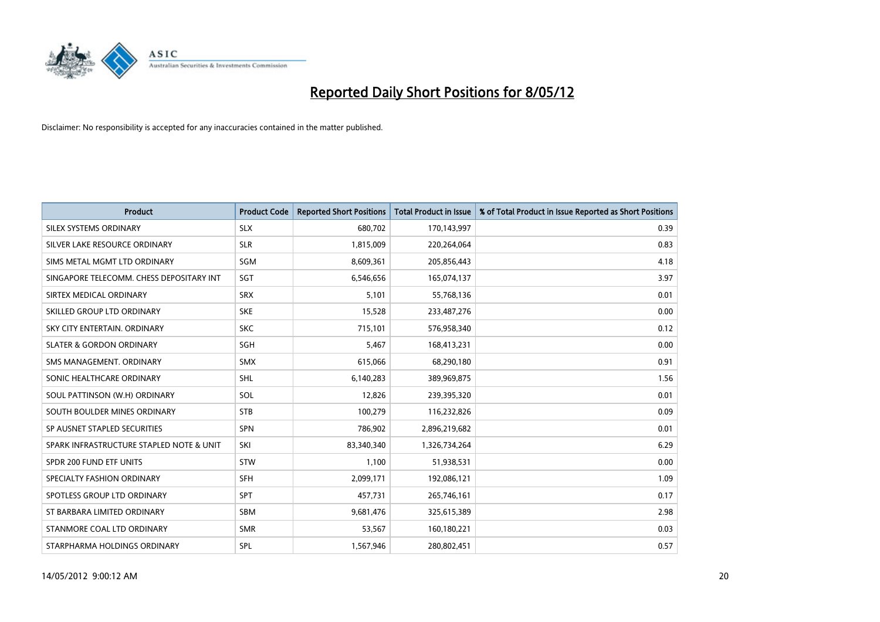# Reported Daily Short Positions for 8/05/12

Disclaimer: No responsibility is accepted for any inaccuracies contained in the matter published.

| Product | Product Code | Reported Short Positions | Total Product in Issue | % of Total Product in Issue Reported as Short Positions |
|---|---|---|---|---|
| SILEX SYSTEMS ORDINARY | SLX | 680,702 | 170,143,997 | 0.39 |
| SILVER LAKE RESOURCE ORDINARY | SLR | 1,815,009 | 220,264,064 | 0.83 |
| SIMS METAL MGMT LTD ORDINARY | SGM | 8,609,361 | 205,856,443 | 4.18 |
| SINGAPORE TELECOMM. CHESS DEPOSITARY INT | SGT | 6,546,656 | 165,074,137 | 3.97 |
| SIRTEX MEDICAL ORDINARY | SRX | 5,101 | 55,768,136 | 0.01 |
| SKILLED GROUP LTD ORDINARY | SKE | 15,528 | 233,487,276 | 0.00 |
| SKY CITY ENTERTAIN. ORDINARY | SKC | 715,101 | 576,958,340 | 0.12 |
| SLATER & GORDON ORDINARY | SGH | 5,467 | 168,413,231 | 0.00 |
| SMS MANAGEMENT. ORDINARY | SMX | 615,066 | 68,290,180 | 0.91 |
| SONIC HEALTHCARE ORDINARY | SHL | 6,140,283 | 389,969,875 | 1.56 |
| SOUL PATTINSON (W.H) ORDINARY | SOL | 12,826 | 239,395,320 | 0.01 |
| SOUTH BOULDER MINES ORDINARY | STB | 100,279 | 116,232,826 | 0.09 |
| SP AUSNET STAPLED SECURITIES | SPN | 786,902 | 2,896,219,682 | 0.01 |
| SPARK INFRASTRUCTURE STAPLED NOTE & UNIT | SKI | 83,340,340 | 1,326,734,264 | 6.29 |
| SPDR 200 FUND ETF UNITS | STW | 1,100 | 51,938,531 | 0.00 |
| SPECIALTY FASHION ORDINARY | SFH | 2,099,171 | 192,086,121 | 1.09 |
| SPOTLESS GROUP LTD ORDINARY | SPT | 457,731 | 265,746,161 | 0.17 |
| ST BARBARA LIMITED ORDINARY | SBM | 9,681,476 | 325,615,389 | 2.98 |
| STANMORE COAL LTD ORDINARY | SMR | 53,567 | 160,180,221 | 0.03 |
| STARPHARMA HOLDINGS ORDINARY | SPL | 1,567,946 | 280,802,451 | 0.57 |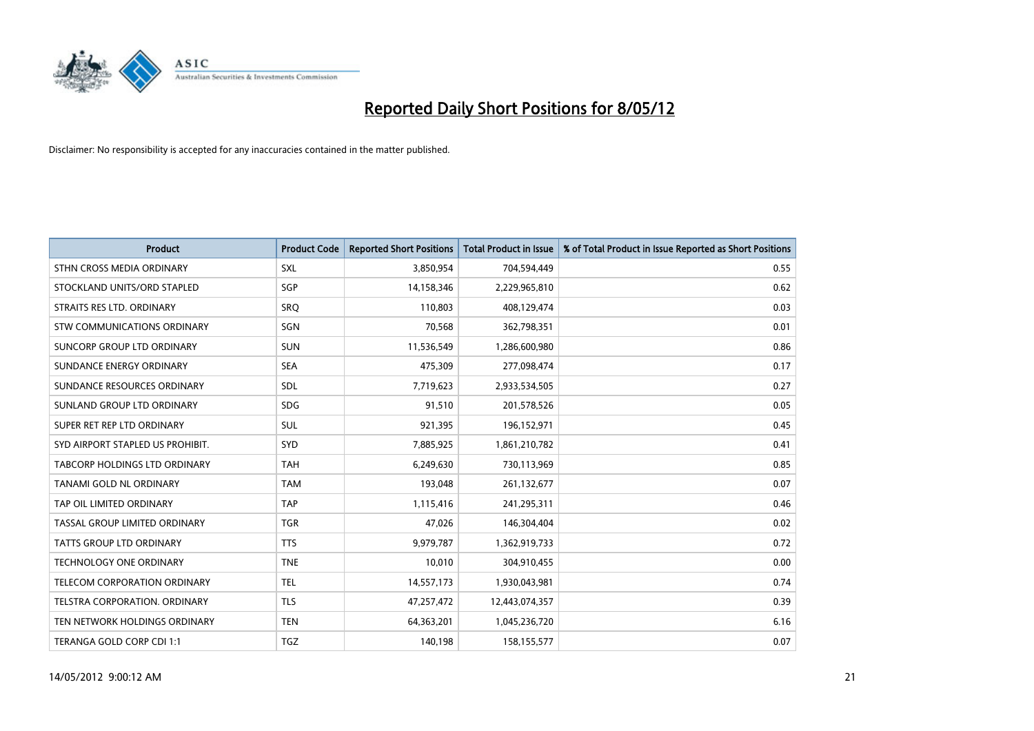# Reported Daily Short Positions for 8/05/12

Disclaimer: No responsibility is accepted for any inaccuracies contained in the matter published.

| Product | Product Code | Reported Short Positions | Total Product in Issue | % of Total Product in Issue Reported as Short Positions |
|---|---|---|---|---|
| STHN CROSS MEDIA ORDINARY | SXL | 3,850,954 | 704,594,449 | 0.55 |
| STOCKLAND UNITS/ORD STAPLED | SGP | 14,158,346 | 2,229,965,810 | 0.62 |
| STRAITS RES LTD. ORDINARY | SRQ | 110,803 | 408,129,474 | 0.03 |
| STW COMMUNICATIONS ORDINARY | SGN | 70,568 | 362,798,351 | 0.01 |
| SUNCORP GROUP LTD ORDINARY | SUN | 11,536,549 | 1,286,600,980 | 0.86 |
| SUNDANCE ENERGY ORDINARY | SEA | 475,309 | 277,098,474 | 0.17 |
| SUNDANCE RESOURCES ORDINARY | SDL | 7,719,623 | 2,933,534,505 | 0.27 |
| SUNLAND GROUP LTD ORDINARY | SDG | 91,510 | 201,578,526 | 0.05 |
| SUPER RET REP LTD ORDINARY | SUL | 921,395 | 196,152,971 | 0.45 |
| SYD AIRPORT STAPLED US PROHIBIT. | SYD | 7,885,925 | 1,861,210,782 | 0.41 |
| TABCORP HOLDINGS LTD ORDINARY | TAH | 6,249,630 | 730,113,969 | 0.85 |
| TANAMI GOLD NL ORDINARY | TAM | 193,048 | 261,132,677 | 0.07 |
| TAP OIL LIMITED ORDINARY | TAP | 1,115,416 | 241,295,311 | 0.46 |
| TASSAL GROUP LIMITED ORDINARY | TGR | 47,026 | 146,304,404 | 0.02 |
| TATTS GROUP LTD ORDINARY | TTS | 9,979,787 | 1,362,919,733 | 0.72 |
| TECHNOLOGY ONE ORDINARY | TNE | 10,010 | 304,910,455 | 0.00 |
| TELECOM CORPORATION ORDINARY | TEL | 14,557,173 | 1,930,043,981 | 0.74 |
| TELSTRA CORPORATION. ORDINARY | TLS | 47,257,472 | 12,443,074,357 | 0.39 |
| TEN NETWORK HOLDINGS ORDINARY | TEN | 64,363,201 | 1,045,236,720 | 6.16 |
| TERANGA GOLD CORP CDI 1:1 | TGZ | 140,198 | 158,155,577 | 0.07 |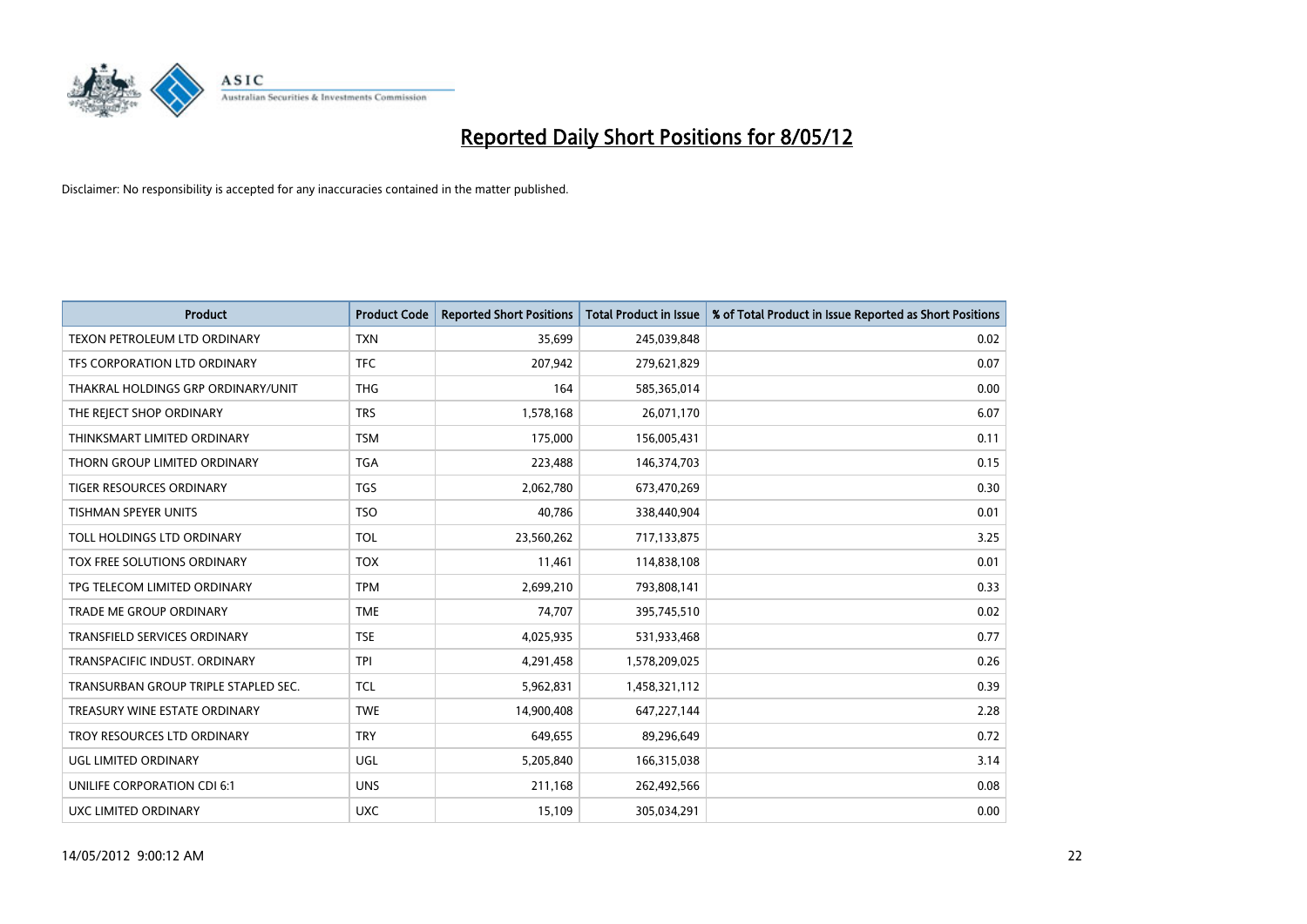# Reported Daily Short Positions for 8/05/12

Disclaimer: No responsibility is accepted for any inaccuracies contained in the matter published.

| Product | Product Code | Reported Short Positions | Total Product in Issue | % of Total Product in Issue Reported as Short Positions |
|---|---|---|---|---|
| TEXON PETROLEUM LTD ORDINARY | TXN | 35,699 | 245,039,848 | 0.02 |
| TFS CORPORATION LTD ORDINARY | TFC | 207,942 | 279,621,829 | 0.07 |
| THAKRAL HOLDINGS GRP ORDINARY/UNIT | THG | 164 | 585,365,014 | 0.00 |
| THE REJECT SHOP ORDINARY | TRS | 1,578,168 | 26,071,170 | 6.07 |
| THINKSMART LIMITED ORDINARY | TSM | 175,000 | 156,005,431 | 0.11 |
| THORN GROUP LIMITED ORDINARY | TGA | 223,488 | 146,374,703 | 0.15 |
| TIGER RESOURCES ORDINARY | TGS | 2,062,780 | 673,470,269 | 0.30 |
| TISHMAN SPEYER UNITS | TSO | 40,786 | 338,440,904 | 0.01 |
| TOLL HOLDINGS LTD ORDINARY | TOL | 23,560,262 | 717,133,875 | 3.25 |
| TOX FREE SOLUTIONS ORDINARY | TOX | 11,461 | 114,838,108 | 0.01 |
| TPG TELECOM LIMITED ORDINARY | TPM | 2,699,210 | 793,808,141 | 0.33 |
| TRADE ME GROUP ORDINARY | TME | 74,707 | 395,745,510 | 0.02 |
| TRANSFIELD SERVICES ORDINARY | TSE | 4,025,935 | 531,933,468 | 0.77 |
| TRANSPACIFIC INDUST. ORDINARY | TPI | 4,291,458 | 1,578,209,025 | 0.26 |
| TRANSURBAN GROUP TRIPLE STAPLED SEC. | TCL | 5,962,831 | 1,458,321,112 | 0.39 |
| TREASURY WINE ESTATE ORDINARY | TWE | 14,900,408 | 647,227,144 | 2.28 |
| TROY RESOURCES LTD ORDINARY | TRY | 649,655 | 89,296,649 | 0.72 |
| UGL LIMITED ORDINARY | UGL | 5,205,840 | 166,315,038 | 3.14 |
| UNILIFE CORPORATION CDI 6:1 | UNS | 211,168 | 262,492,566 | 0.08 |
| UXC LIMITED ORDINARY | UXC | 15,109 | 305,034,291 | 0.00 |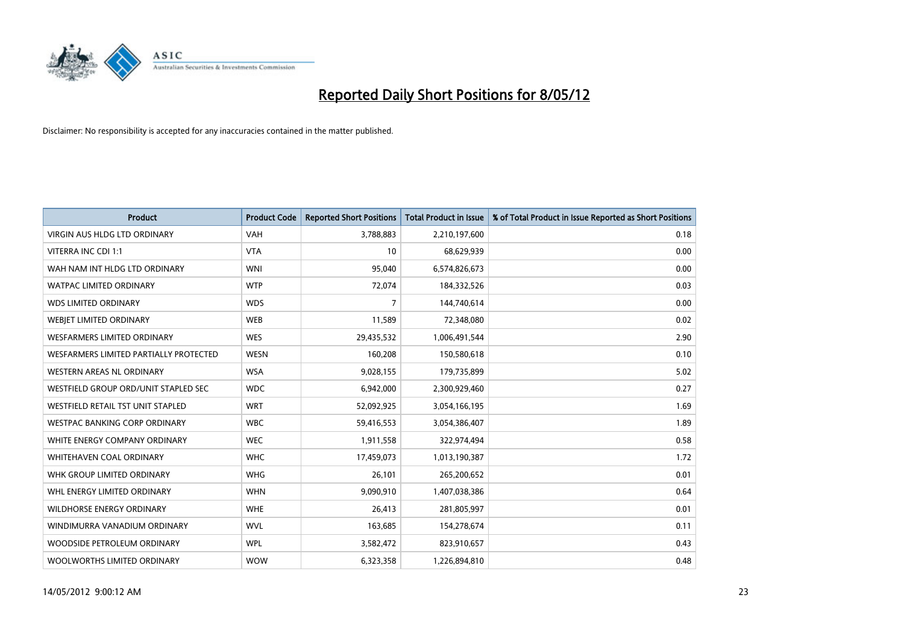# Reported Daily Short Positions for 8/05/12

Disclaimer: No responsibility is accepted for any inaccuracies contained in the matter published.

| Product | Product Code | Reported Short Positions | Total Product in Issue | % of Total Product in Issue Reported as Short Positions |
|---|---|---|---|---|
| VIRGIN AUS HLDG LTD ORDINARY | VAH | 3,788,883 | 2,210,197,600 | 0.18 |
| VITERRA INC CDI 1:1 | VTA | 10 | 68,629,939 | 0.00 |
| WAH NAM INT HLDG LTD ORDINARY | WNI | 95,040 | 6,574,826,673 | 0.00 |
| WATPAC LIMITED ORDINARY | WTP | 72,074 | 184,332,526 | 0.03 |
| WDS LIMITED ORDINARY | WDS | 7 | 144,740,614 | 0.00 |
| WEBJET LIMITED ORDINARY | WEB | 11,589 | 72,348,080 | 0.02 |
| WESFARMERS LIMITED ORDINARY | WES | 29,435,532 | 1,006,491,544 | 2.90 |
| WESFARMERS LIMITED PARTIALLY PROTECTED | WESN | 160,208 | 150,580,618 | 0.10 |
| WESTERN AREAS NL ORDINARY | WSA | 9,028,155 | 179,735,899 | 5.02 |
| WESTFIELD GROUP ORD/UNIT STAPLED SEC | WDC | 6,942,000 | 2,300,929,460 | 0.27 |
| WESTFIELD RETAIL TST UNIT STAPLED | WRT | 52,092,925 | 3,054,166,195 | 1.69 |
| WESTPAC BANKING CORP ORDINARY | WBC | 59,416,553 | 3,054,386,407 | 1.89 |
| WHITE ENERGY COMPANY ORDINARY | WEC | 1,911,558 | 322,974,494 | 0.58 |
| WHITEHAVEN COAL ORDINARY | WHC | 17,459,073 | 1,013,190,387 | 1.72 |
| WHK GROUP LIMITED ORDINARY | WHG | 26,101 | 265,200,652 | 0.01 |
| WHL ENERGY LIMITED ORDINARY | WHN | 9,090,910 | 1,407,038,386 | 0.64 |
| WILDHORSE ENERGY ORDINARY | WHE | 26,413 | 281,805,997 | 0.01 |
| WINDIMURRA VANADIUM ORDINARY | WVL | 163,685 | 154,278,674 | 0.11 |
| WOODSIDE PETROLEUM ORDINARY | WPL | 3,582,472 | 823,910,657 | 0.43 |
| WOOLWORTHS LIMITED ORDINARY | WOW | 6,323,358 | 1,226,894,810 | 0.48 |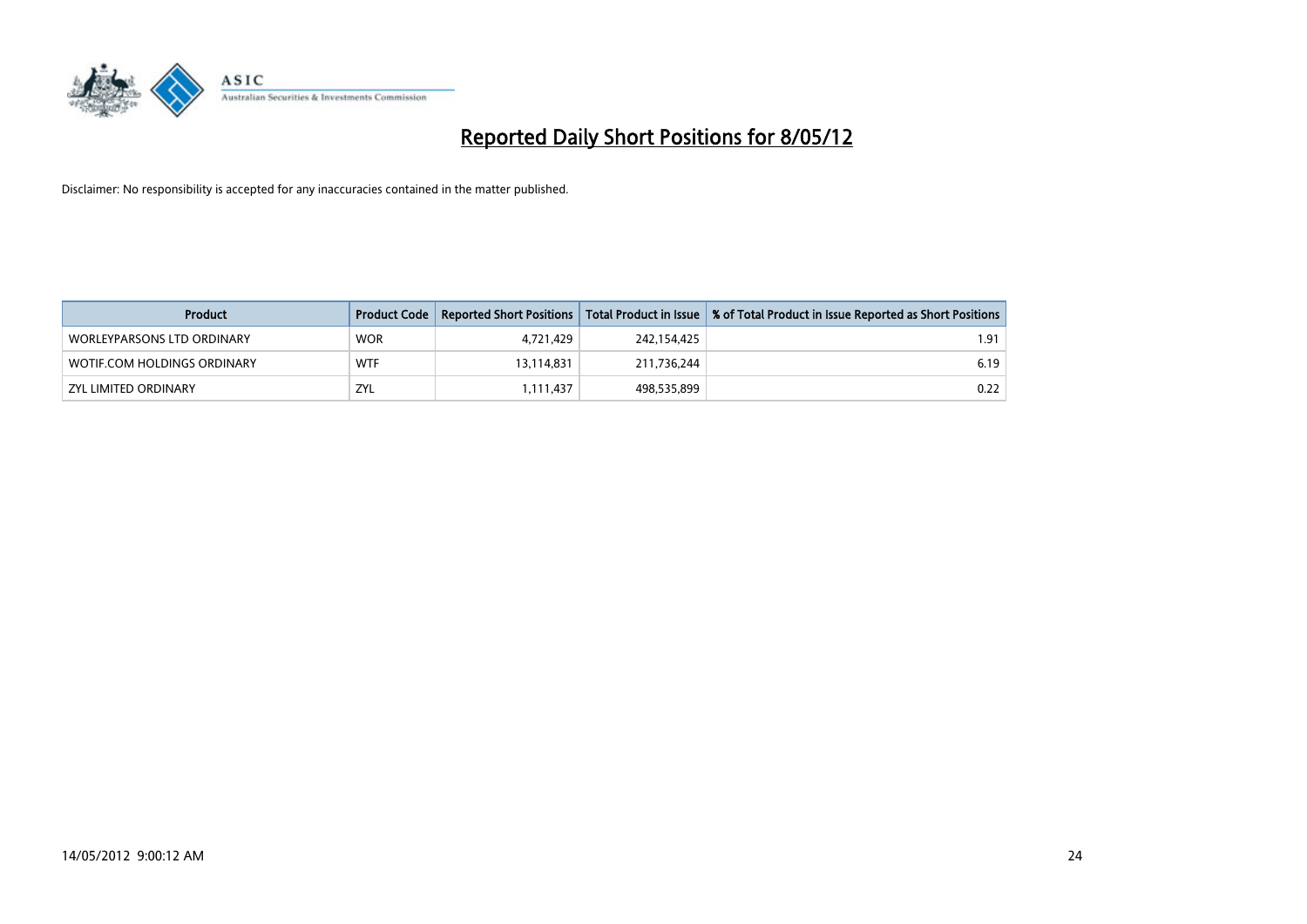# Reported Daily Short Positions for 8/05/12

Disclaimer: No responsibility is accepted for any inaccuracies contained in the matter published.

| Product | Product Code | Reported Short Positions | Total Product in Issue | % of Total Product in Issue Reported as Short Positions |
|---|---|---|---|---|
| WORLEYPARSONS LTD ORDINARY | WOR | 4,721,429 | 242,154,425 | 1.91 |
| WOTIF.COM HOLDINGS ORDINARY | WTF | 13,114,831 | 211,736,244 | 6.19 |
| ZYL LIMITED ORDINARY | ZYL | 1,111,437 | 498,535,899 | 0.22 |